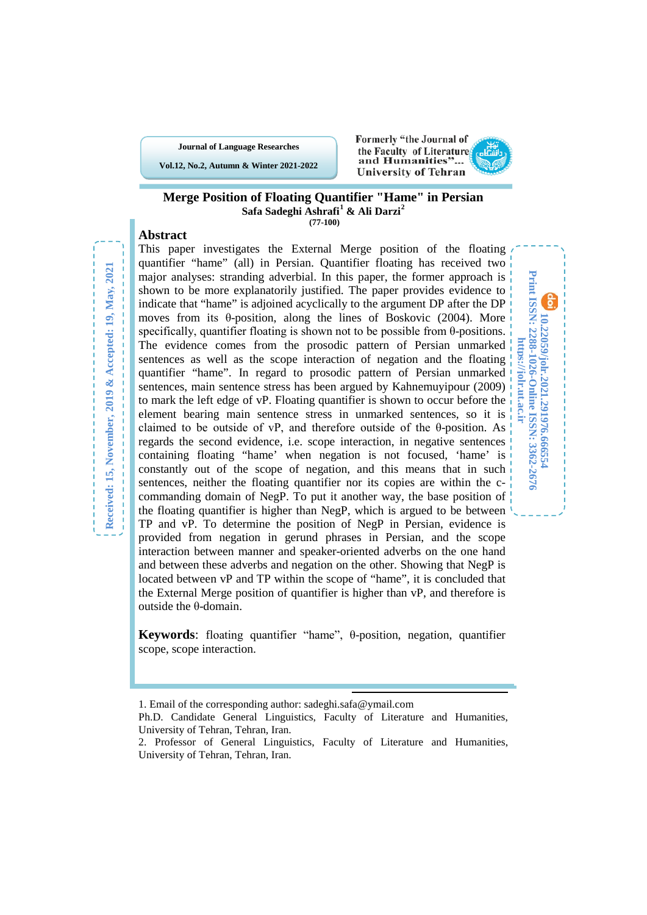# Merge Position of Floating Quantifier "Hame" in Persian

**Safa Sadeghi Ashrafi[1] & Ali Darzi[2]**

Received: 15, November, 2019 & Accepted: 19, May, 2021

## Abstract

This paper investigates the External Merge position of the floating quantifier “hame” (all) in Persian. Quantifier floating has received two major analyses: stranding adverbial. In this paper, the former approach is shown to be more explanatorily justified. The paper provides evidence to indicate that “hame” is adjoined acyclically to the argument DP after the DP moves from its θ-position, along the lines of Boskovic (2004). More specifically, quantifier floating is shown not to be possible from θ-positions. The evidence comes from the prosodic pattern of Persian unmarked sentences as well as the scope interaction of negation and the floating quantifier “hame”. In regard to prosodic pattern of Persian unmarked sentences, main sentence stress has been argued by Kahnemuyipour (2009) to mark the left edge of vP. Floating quantifier is shown to occur before the element bearing main sentence stress in unmarked sentences, so it is claimed to be outside of vP, and therefore outside of the θ-position. As regards the second evidence, i.e. scope interaction, in negative sentences containing floating “hame’ when negation is not focused, ‘hame’ is constantly out of the scope of negation, and this means that in such sentences, neither the floating quantifier nor its copies are within the c-commanding domain of NegP. To put it another way, the base position of the floating quantifier is higher than NegP, which is argued to be between TP and vP. To determine the position of NegP in Persian, evidence is provided from negation in gerund phrases in Persian, and the scope interaction between manner and speaker-oriented adverbs on the one hand and between these adverbs and negation on the other. Showing that NegP is located between vP and TP within the scope of “hame”, it is concluded that the External Merge position of quantifier is higher than vP, and therefore is outside the θ-domain.

**Keywords**: floating quantifier “hame”, θ-position, negation, quantifier scope, scope interaction.

10.22059/jolr.2021.291976.666554

Print ISSN: 2288-1026-Online ISSN: 3362-2676

https://jolr.ut.ac.ir

---

1. Email of the corresponding author: sadeghi.safa@ymail.com
Ph.D. Candidate General Linguistics, Faculty of Literature and Humanities, University of Tehran, Tehran, Iran.
2. Professor of General Linguistics, Faculty of Literature and Humanities, University of Tehran, Tehran, Iran.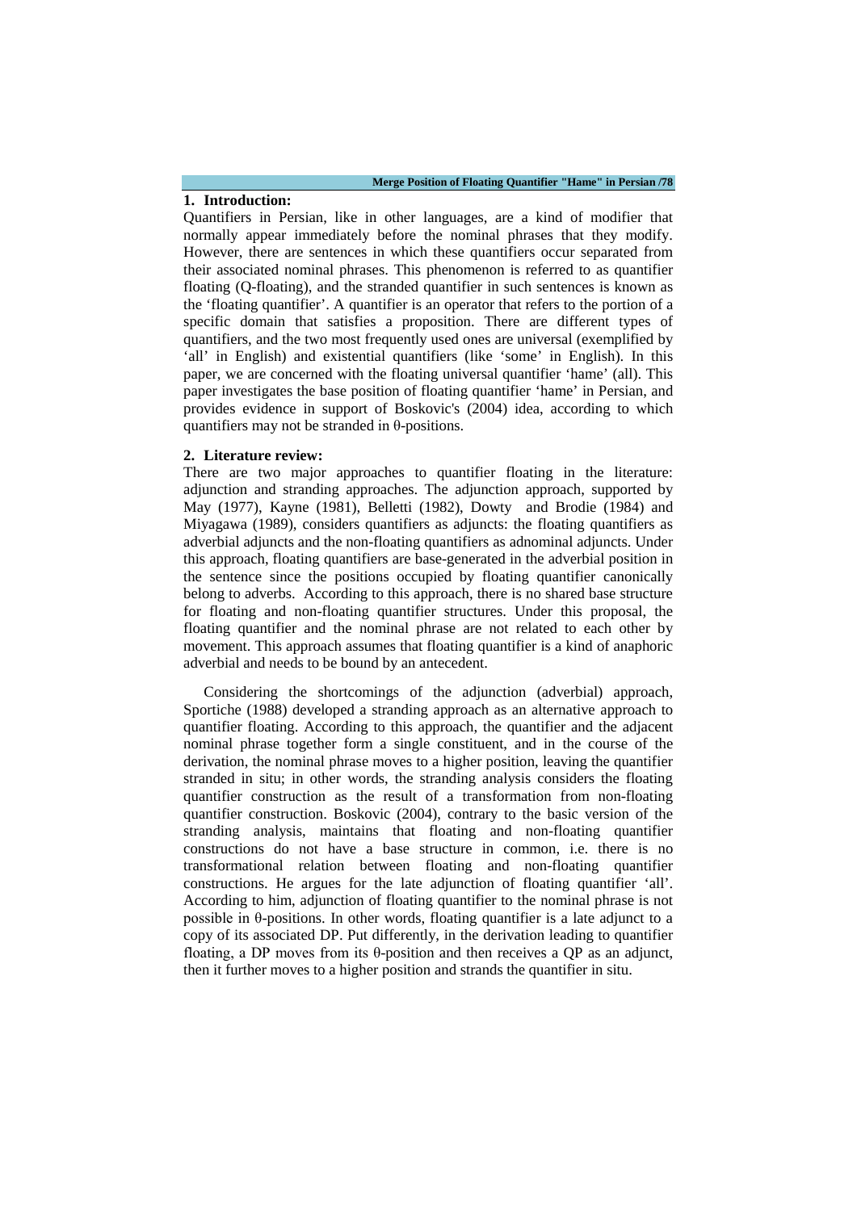## 1. Introduction:

Quantifiers in Persian, like in other languages, are a kind of modifier that normally appear immediately before the nominal phrases that they modify. However, there are sentences in which these quantifiers occur separated from their associated nominal phrases. This phenomenon is referred to as quantifier floating (Q-floating), and the stranded quantifier in such sentences is known as the 'floating quantifier'. A quantifier is an operator that refers to the portion of a specific domain that satisfies a proposition. There are different types of quantifiers, and the two most frequently used ones are universal (exemplified by 'all' in English) and existential quantifiers (like 'some' in English). In this paper, we are concerned with the floating universal quantifier 'hame' (all). This paper investigates the base position of floating quantifier 'hame' in Persian, and provides evidence in support of Boskovic's (2004) idea, according to which quantifiers may not be stranded in θ-positions.

## 2. Literature review:

There are two major approaches to quantifier floating in the literature: adjunction and stranding approaches. The adjunction approach, supported by May (1977), Kayne (1981), Belletti (1982), Dowty and Brodie (1984) and Miyagawa (1989), considers quantifiers as adjuncts: the floating quantifiers as adverbial adjuncts and the non-floating quantifiers as adnominal adjuncts. Under this approach, floating quantifiers are base-generated in the adverbial position in the sentence since the positions occupied by floating quantifier canonically belong to adverbs. According to this approach, there is no shared base structure for floating and non-floating quantifier structures. Under this proposal, the floating quantifier and the nominal phrase are not related to each other by movement. This approach assumes that floating quantifier is a kind of anaphoric adverbial and needs to be bound by an antecedent.

Considering the shortcomings of the adjunction (adverbial) approach, Sportiche (1988) developed a stranding approach as an alternative approach to quantifier floating. According to this approach, the quantifier and the adjacent nominal phrase together form a single constituent, and in the course of the derivation, the nominal phrase moves to a higher position, leaving the quantifier stranded in situ; in other words, the stranding analysis considers the floating quantifier construction as the result of a transformation from non-floating quantifier construction. Boskovic (2004), contrary to the basic version of the stranding analysis, maintains that floating and non-floating quantifier constructions do not have a base structure in common, i.e. there is no transformational relation between floating and non-floating quantifier constructions. He argues for the late adjunction of floating quantifier 'all'. According to him, adjunction of floating quantifier to the nominal phrase is not possible in θ-positions. In other words, floating quantifier is a late adjunct to a copy of its associated DP. Put differently, in the derivation leading to quantifier floating, a DP moves from its θ-position and then receives a QP as an adjunct, then it further moves to a higher position and strands the quantifier in situ.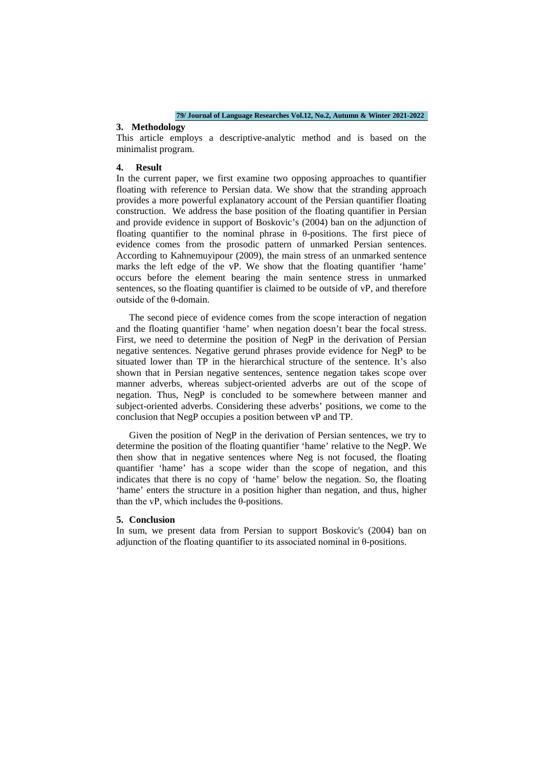## 3. Methodology

This article employs a descriptive-analytic method and is based on the minimalist program.

## 4. Result

In the current paper, we first examine two opposing approaches to quantifier floating with reference to Persian data. We show that the stranding approach provides a more powerful explanatory account of the Persian quantifier floating construction. We address the base position of the floating quantifier in Persian and provide evidence in support of Boskovic's (2004) ban on the adjunction of floating quantifier to the nominal phrase in θ-positions. The first piece of evidence comes from the prosodic pattern of unmarked Persian sentences. According to Kahnemuyipour (2009), the main stress of an unmarked sentence marks the left edge of the vP. We show that the floating quantifier 'hame' occurs before the element bearing the main sentence stress in unmarked sentences, so the floating quantifier is claimed to be outside of vP, and therefore outside of the θ-domain.

The second piece of evidence comes from the scope interaction of negation and the floating quantifier 'hame' when negation doesn't bear the focal stress. First, we need to determine the position of NegP in the derivation of Persian negative sentences. Negative gerund phrases provide evidence for NegP to be situated lower than TP in the hierarchical structure of the sentence. It's also shown that in Persian negative sentences, sentence negation takes scope over manner adverbs, whereas subject-oriented adverbs are out of the scope of negation. Thus, NegP is concluded to be somewhere between manner and subject-oriented adverbs. Considering these adverbs' positions, we come to the conclusion that NegP occupies a position between vP and TP.

Given the position of NegP in the derivation of Persian sentences, we try to determine the position of the floating quantifier 'hame' relative to the NegP. We then show that in negative sentences where Neg is not focused, the floating quantifier 'hame' has a scope wider than the scope of negation, and this indicates that there is no copy of 'hame' below the negation. So, the floating 'hame' enters the structure in a position higher than negation, and thus, higher than the vP, which includes the θ-positions.

## 5. Conclusion

In sum, we present data from Persian to support Boskovic's (2004) ban on adjunction of the floating quantifier to its associated nominal in θ-positions.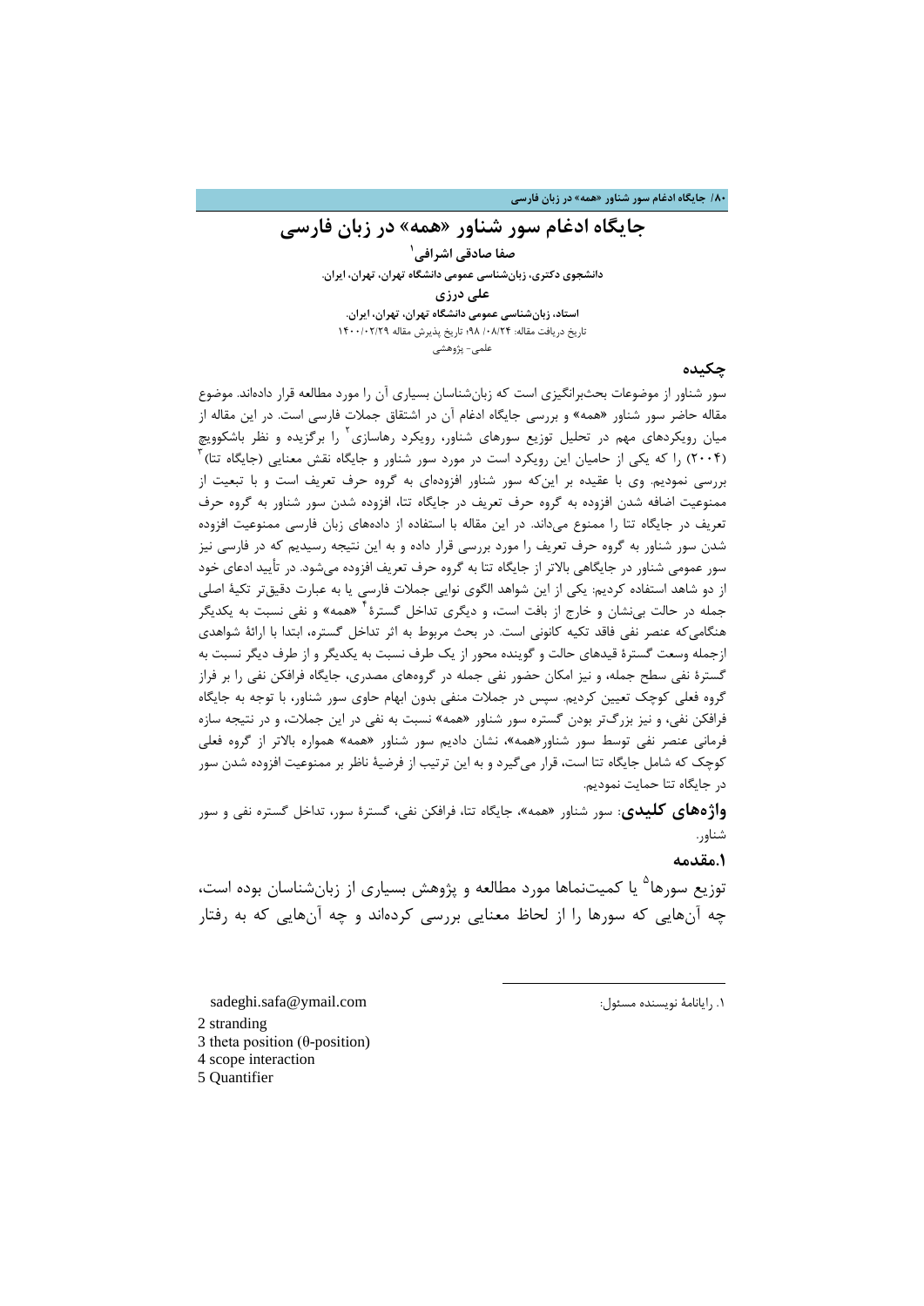# جایگاه ادغام سور شناور «همه» در زبان فارسی

**صفا صادقی اشرافی**[1]

**دانشجوی دکتری، زبان‌شناسی عمومی دانشگاه تهران، تهران، ایران.**

**علی درزی**

**استاد، زبان‌شناسی عمومی دانشگاه تهران، تهران، ایران.**

تاریخ دریافت مقاله: ۹۸/۰۸/۲۴؛ تاریخ پذیرش مقاله ۱۴۰۰/۰۲/۲۹

علمی- پژوهشی

## چکیده

سور شناور از موضوعات بحث‌برانگیزی است که زبان‌شناسان بسیاری آن را مورد مطالعه قرار داده‌اند. موضوع مقاله حاضر سور شناور «همه» و بررسی جایگاه ادغام آن در اشتقاق جملات فارسی است. در این مقاله از میان رویکردهای مهم در تحلیل توزیع سورهای شناور، رویکرد رهاسازی[2] را برگزیده و نظر باشکوویچ (۲۰۰۴) را که یکی از حامیان این رویکرد است در مورد سور شناور و جایگاه نقش معنایی (جایگاه تتا)[3] بررسی نمودیم. وی با عقیده بر این‌که سور شناور افزوده‌ای به گروه حرف تعریف است و با تبعیت از ممنوعیت اضافه شدن افزوده به گروه حرف تعریف در جایگاه تتا، افزوده شدن سور شناور به گروه حرف تعریف در جایگاه تتا را ممنوع می‌داند. در این مقاله با استفاده از داده‌های زبان فارسی ممنوعیت افزوده شدن سور شناور به گروه حرف تعریف را مورد بررسی قرار داده و به این نتیجه رسیدیم که در فارسی نیز سور عمومی شناور در جایگاهی بالاتر از جایگاه تتا به گروه حرف تعریف افزوده می‌شود. در تأیید ادعای خود از دو شاهد استفاده کردیم: یکی از این شواهد الگوی نوایی جملات فارسی یا به عبارت دقیق‌تر تکیهٔ اصلی جمله در حالت بی‌نشان و خارج از بافت است، و دیگری تداخل گسترهٔ[4] «همه» و نفی نسبت به یکدیگر هنگامی‌که عنصر نفی فاقد تکیه کانونی است. در بحث مربوط به اثر تداخل گستره، ابتدا با ارائهٔ شواهدی ازجمله وسعت گسترهٔ قیدهای حالت و گوینده محور از یک طرف نسبت به یکدیگر و از طرف دیگر نسبت به گسترهٔ نفی سطح جمله، و نیز امکان حضور نفی جمله در گروه‌های مصدری، جایگاه فرافکن نفی را بر فراز گروه فعلی کوچک تعیین کردیم. سپس در جملات منفی بدون ابهام حاوی سور شناور، با توجه به جایگاه فرافکن نفی، و نیز بزرگ‌تر بودن گستره سور شناور «همه» نسبت به نفی در این جملات، و در نتیجه سازه فرمانی عنصر نفی توسط سور شناور«همه»، نشان دادیم سور شناور «همه» همواره بالاتر از گروه فعلی کوچک که شامل جایگاه تتا است، قرار می‌گیرد و به این ترتیب از فرضیهٔ ناظر بر ممنوعیت افزوده شدن سور در جایگاه تتا حمایت نمودیم.

**واژه‌های کلیدی**: سور شناور «همه»، جایگاه تتا، فرافکن نفی، گسترهٔ سور، تداخل گستره نفی و سور شناور.

## ۱.مقدمه

توزیع سورها[5] یا کمیت‌نماها مورد مطالعه و پژوهش بسیاری از زبان‌شناسان بوده است، چه آن‌هایی که سورها را از لحاظ معنایی بررسی کرده‌اند و چه آن‌هایی که به رفتار

---

۱. رایانامهٔ نویسنده مسئول: sadeghi.safa@ymail.com

2 stranding

3 theta position (θ-position)

4 scope interaction

5 Quantifier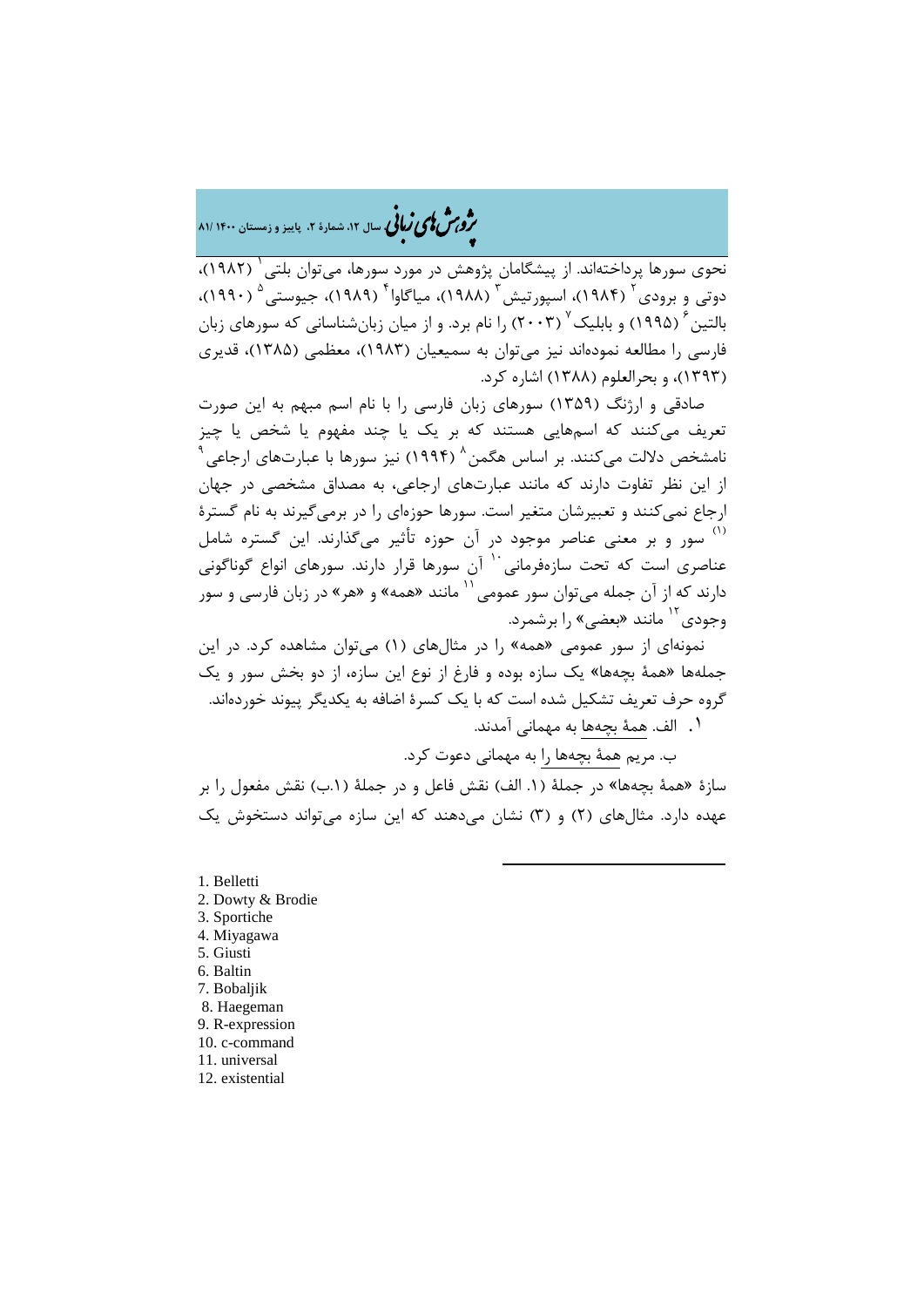نحوی سورها پرداخته‌اند. از پیشگامان پژوهش در مورد سورها، می‌توان بلتی[1] (۱۹۸۲)، دوتی و برودی[2] (۱۹۸۴)، اسپورتیش[3] (۱۹۸۸)، میاگاوا[4] (۱۹۸۹)، جیوستی[5] (۱۹۹۰)، بالتین[6] (۱۹۹۵) و بابلیک[7] (۲۰۰۳) را نام برد. و از میان زبان‌شناسانی که سورهای زبان فارسی را مطالعه نموده‌اند نیز می‌توان به سمیعیان (۱۹۸۳)، معظمی (۱۳۸۵)، قدیری (۱۳۹۳)، و بحرالعلوم (۱۳۸۸) اشاره کرد.

صادقی و ارژنگ (۱۳۵۹) سورهای زبان فارسی را با نام اسم مبهم به این صورت تعریف می‌کنند که اسم‌هایی هستند که بر یک یا چند مفهوم یا شخص یا چیز نامشخص دلالت می‌کنند. بر اساس هگمن[8] (۱۹۹۴) نیز سورها با عبارت‌های ارجاعی[9] از این نظر تفاوت دارند که مانند عبارت‌های ارجاعی، به مصداق مشخصی در جهان ارجاع نمی‌کنند و تعبیرشان متغیر است. سورها حوزه‌ای را در برمی‌گیرند به نام گسترهٔ سور [(1)] و بر معنی عناصر موجود در آن حوزه تأثیر می‌گذارند. این گستره شامل عناصری است که تحت سازه‌فرمانی[10] آن سورها قرار دارند. سورهای انواع گوناگونی دارند که از آن جمله می‌توان سور عمومی[11] مانند «همه» و «هر» در زبان فارسی و سور وجودی[12] مانند «بعضی» را برشمرد.

نمونه‌ای از سور عمومی «همه» را در مثال‌های (۱) می‌توان مشاهده کرد. در این جمله‌ها «همهٔ بچه‌ها» یک سازه بوده و فارغ از نوع این سازه، از دو بخش سور و یک گروه حرف تعریف تشکیل شده است که با یک کسرهٔ اضافه به یکدیگر پیوند خورده‌اند.

۱. الف. همهٔ بچه‌ها به مهمانی آمدند.

ب. مریم همهٔ بچه‌ها را به مهمانی دعوت کرد.

سازهٔ «همهٔ بچه‌ها» در جملهٔ (۱. الف) نقش فاعل و در جملهٔ (۱.ب) نقش مفعول را بر عهده دارد. مثال‌های (۲) و (۳) نشان می‌دهند که این سازه می‌تواند دستخوش یک

---

1. Belletti
2. Dowty & Brodie
3. Sportiche
4. Miyagawa
5. Giusti
6. Baltin
7. Bobaljik
8. Haegeman
9. R-expression
10. c-command
11. universal
12. existential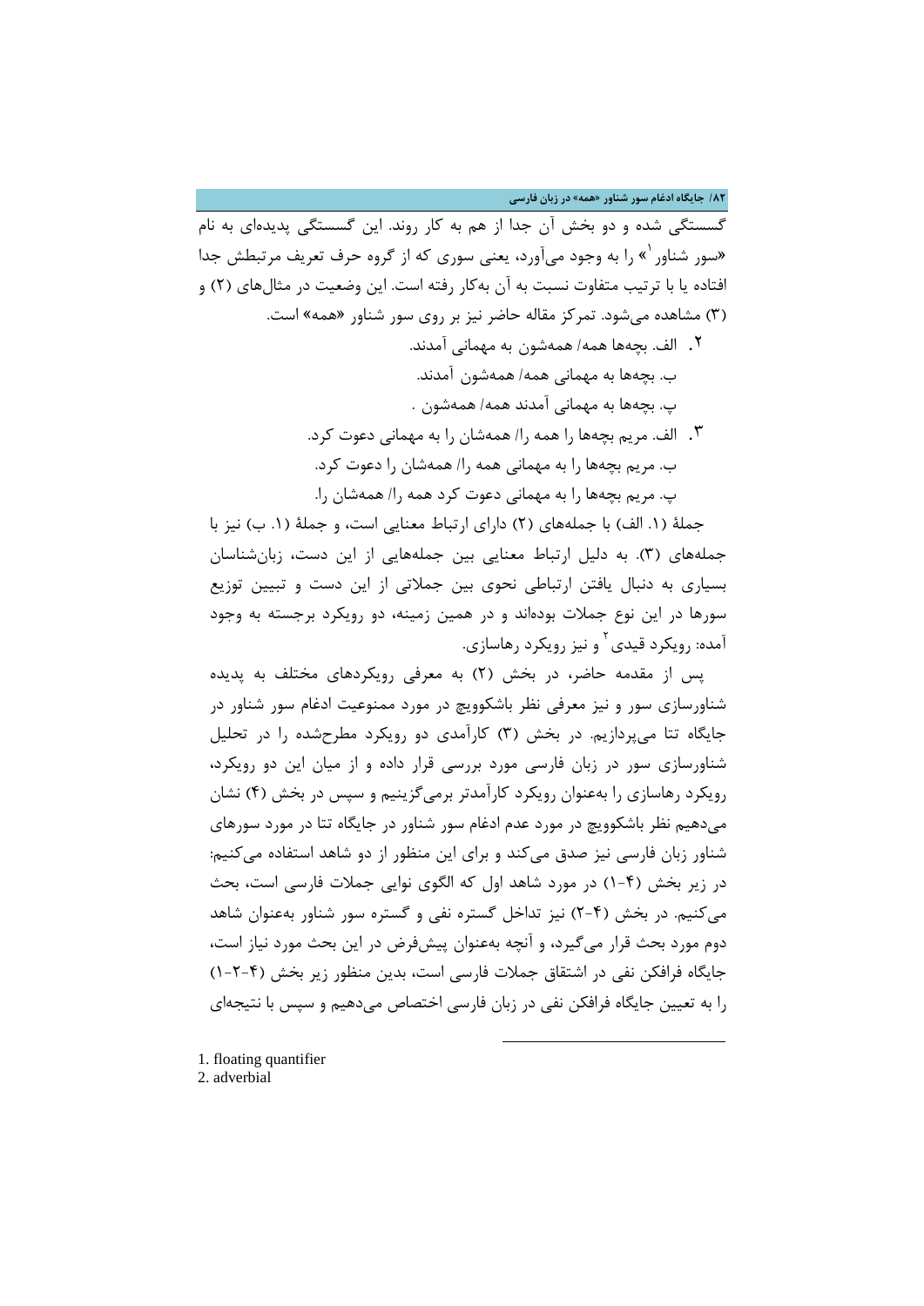گسستگی شده و دو بخش آن جدا از هم به کار روند. این گسستگی پدیده‌ای به نام «سور شناور[1]» را به وجود می‌آورد، یعنی سوری که از گروه حرف تعریف مرتبطش جدا افتاده یا با ترتیب متفاوت نسبت به آن به‌کار رفته است. این وضعیت در مثال‌های (۲) و (۳) مشاهده می‌شود. تمرکز مقاله حاضر نیز بر روی سور شناور «همه» است.

۲. الف. بچه‌ها همه/ همه‌شون به مهمانی آمدند.

ب. بچه‌ها به مهمانی همه/ همه‌شون آمدند.

پ. بچه‌ها به مهمانی آمدند همه/ همه‌شون .

۳. الف. مریم بچه‌ها را همه را/ همه‌شان را به مهمانی دعوت کرد.

ب. مریم بچه‌ها را به مهمانی همه را/ همه‌شان را دعوت کرد.

پ. مریم بچه‌ها را به مهمانی دعوت کرد همه را/ همه‌شان را.

جملهٔ (۱. الف) با جمله‌های (۲) دارای ارتباط معنایی است، و جملهٔ (۱. ب) نیز با جمله‌های (۳). به دلیل ارتباط معنایی بین جمله‌هایی از این دست، زبان‌شناسان بسیاری به دنبال یافتن ارتباطی نحوی بین جملاتی از این دست و تبیین توزیع سورها در این نوع جملات بوده‌اند و در همین زمینه، دو رویکرد برجسته به وجود آمده: رویکرد قیدی[2] و نیز رویکرد رهاسازی.

پس از مقدمه حاضر، در بخش (۲) به معرفی رویکردهای مختلف به پدیده شناورسازی سور و نیز معرفی نظر باشکوویچ در مورد ممنوعیت ادغام سور شناور در جایگاه تتا می‌پردازیم. در بخش (۳) کارآمدی دو رویکرد مطرح‌شده را در تحلیل شناورسازی سور در زبان فارسی مورد بررسی قرار داده و از میان این دو رویکرد، رویکرد رهاسازی را به‌عنوان رویکرد کارآمدتر برمی‌گزینیم و سپس در بخش (۴) نشان می‌دهیم نظر باشکوویچ در مورد عدم ادغام سور شناور در جایگاه تتا در مورد سورهای شناور زبان فارسی نیز صدق می‌کند و برای این منظور از دو شاهد استفاده می‌کنیم: در زیر بخش (۴-۱) در مورد شاهد اول که الگوی نوایی جملات فارسی است، بحث می‌کنیم. در بخش (۴-۲) نیز تداخل گستره نفی و گستره سور شناور به‌عنوان شاهد دوم مورد بحث قرار می‌گیرد، و آنچه به‌عنوان پیش‌فرض در این بحث مورد نیاز است، جایگاه فرافکن نفی در اشتقاق جملات فارسی است، بدین منظور زیر بخش (۴-۲-۱) را به تعیین جایگاه فرافکن نفی در زبان فارسی اختصاص می‌دهیم و سپس با نتیجه‌ای

---

1. floating quantifier
2. adverbial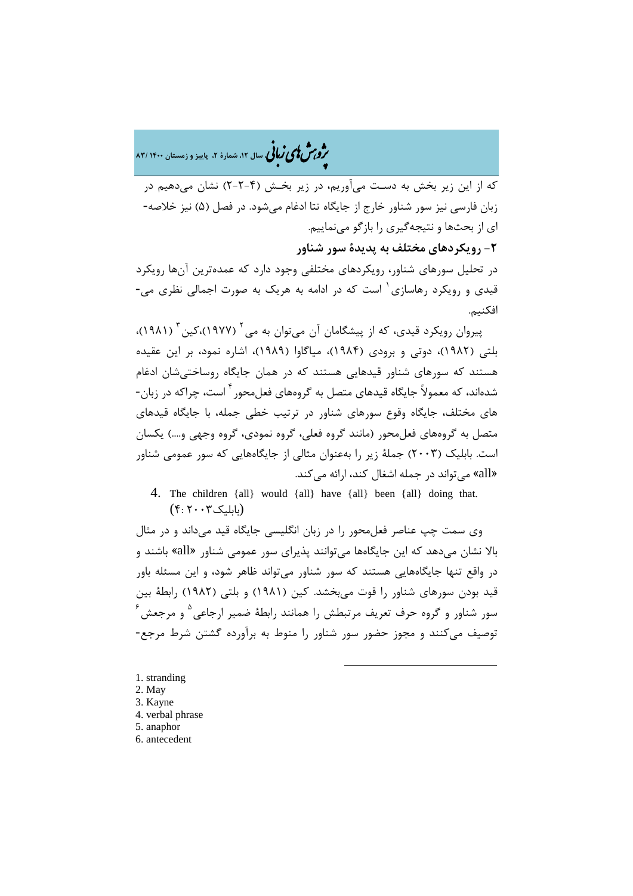که از این زیر بخش به دســت می‌آوریم، در زیر بخــش (۴-۲-۲) نشان می‌دهیم در زبان فارسی نیز سور شناور خارج از جایگاه تتا ادغام می‌شود. در فصل (۵) نیز خلاصه‌ای از بحث‌ها و نتیجه‌گیری را بازگو می‌نماییم.

## ۲- رویکردهای مختلف به پدیدهٔ سور شناور

در تحلیل سورهای شناور، رویکردهای مختلفی وجود دارد که عمده‌ترین آن‌ها رویکرد قیدی و رویکرد رهاسازی[1] است که در ادامه به هریک به صورت اجمالی نظری می‌افکنیم.

پیروان رویکرد قیدی، که از پیشگامان آن می‌توان به می[2] (۱۹۷۷)،کین[3] (۱۹۸۱)، بلتی (۱۹۸۲)، دوتی و برودی (۱۹۸۴)، میاگاوا (۱۹۸۹)، اشاره نمود، بر این عقیده هستند که سورهای شناور قیدهایی هستند که در همان جایگاه روساختی‌شان ادغام شده‌اند، که معمولاً جایگاه قیدهای متصل به گروه‌های فعل‌محور[4] است، چراکه در زبان‌های مختلف، جایگاه وقوع سورهای شناور در ترتیب خطی جمله، با جایگاه قیدهای متصل به گروه‌های فعل‌محور (مانند گروه فعلی، گروه نمودی، گروه وجهی و....) یکسان است. بابلیک (۲۰۰۳) جملهٔ زیر را به‌عنوان مثالی از جایگاه‌هایی که سور عمومی شناور «all» می‌تواند در جمله اشغال کند، ارائه می‌کند.

4. The children {all} would {all} have {all} been {all} doing that. (بابلیک۲۰۰۳: ۴)

وی سمت چپ عناصر فعل‌محور را در زبان انگلیسی جایگاه قید می‌داند و در مثال بالا نشان می‌دهد که این جایگاه‌ها می‌توانند پذیرای سور عمومی شناور «all» باشند و در واقع تنها جایگاه‌هایی هستند که سور شناور می‌تواند ظاهر شود، و این مسئله باور قید بودن سورهای شناور را قوت می‌بخشد. کین (۱۹۸۱) و بلتی (۱۹۸۲) رابطهٔ بین سور شناور و گروه حرف تعریف مرتبطش را همانند رابطهٔ ضمیر ارجاعی[5] و مرجعش[6] توصیف می‌کنند و مجوز حضور سور شناور را منوط به برآورده گشتن شرط مرجع-

---

1. stranding
2. May
3. Kayne
4. verbal phrase
5. anaphor
6. antecedent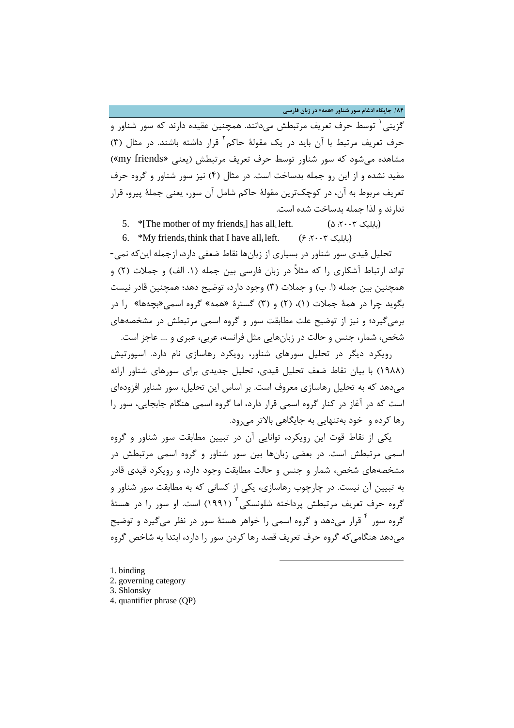گزینی[1] توسط حرف تعریف مرتبطش می‌دانند. همچنین عقیده دارند که سور شناور و حرف تعریف مرتبط با آن باید در یک مقولهٔ حاکم[2] قرار داشته باشند. در مثال (۳) مشاهده می‌شود که سور شناور توسط حرف تعریف مرتبطش (یعنی «my friends») مقید نشده و از این رو جمله بدساخت است. در مثال (۴) نیز سور شناور و گروه حرف تعریف مربوط به آن، در کوچک‌ترین مقولهٔ حاکم شامل آن سور، یعنی جملهٔ پیرو، قرار ندارند و لذا جمله بدساخت شده است.

5. *[The mother of my $\text{friends}_i$] has $\text{all}_i$ left. (بابلیک ۲۰۰۳: ۵)

6. *My $\text{friends}_i$ think that I have $\text{all}_i$ left. (بابلیک ۲۰۰۳: ۶)

تحلیل قیدی سور شناور در بسیاری از زبان‌ها نقاط ضعفی دارد، ازجمله این‌که نمی‌تواند ارتباط آشکاری را که مثلاً در زبان فارسی بین جمله (۱. الف) و جملات (۲) و همچنین بین جمله (ا. ب) و جملات (۳) وجود دارد، توضیح دهد؛ همچنین قادر نیست بگوید چرا در همهٔ جملات (۱)، (۲) و (۳) گسترهٔ «همه» گروه اسمی«بچه‌ها» را در برمی‌گیرد؛ و نیز از توضیح علت مطابقت سور و گروه اسمی مرتبطش در مشخصه‌های شخص، شمار، جنس و حالت در زبان‌هایی مثل فرانسه، عربی، عبری و .... عاجز است.

رویکرد دیگر در تحلیل سورهای شناور، رویکرد رهاسازی نام دارد. اسپورتیش (۱۹۸۸) با بیان نقاط ضعف تحلیل قیدی، تحلیل جدیدی برای سورهای شناور ارائه می‌دهد که به تحلیل رهاسازی معروف است. بر اساس این تحلیل، سور شناور افزوده‌ای است که در آغاز در کنار گروه اسمی قرار دارد، اما گروه اسمی هنگام جابجایی، سور را رها کرده و خود به‌تنهایی به جایگاهی بالاتر می‌رود.

یکی از نقاط قوت این رویکرد، توانایی آن در تبیین مطابقت سور شناور و گروه اسمی مرتبطش است. در بعضی زبان‌ها بین سور شناور و گروه اسمی مرتبطش در مشخصه‌های شخص، شمار و جنس و حالت مطابقت وجود دارد، و رویکرد قیدی قادر به تبیین آن نیست. در چارچوب رهاسازی، یکی از کسانی که به مطابقت سور شناور و گروه حرف تعریف مرتبطش پرداخته شلونسکی[3] (۱۹۹۱) است. او سور را در هستهٔ گروه سور[4] قرار می‌دهد و گروه اسمی را خواهر هستهٔ سور در نظر می‌گیرد و توضیح می‌دهد هنگامی‌که گروه حرف تعریف قصد رها کردن سور را دارد، ابتدا به شاخص گروه

---

1. binding
2. governing category
3. Shlonsky
4. quantifier phrase (QP)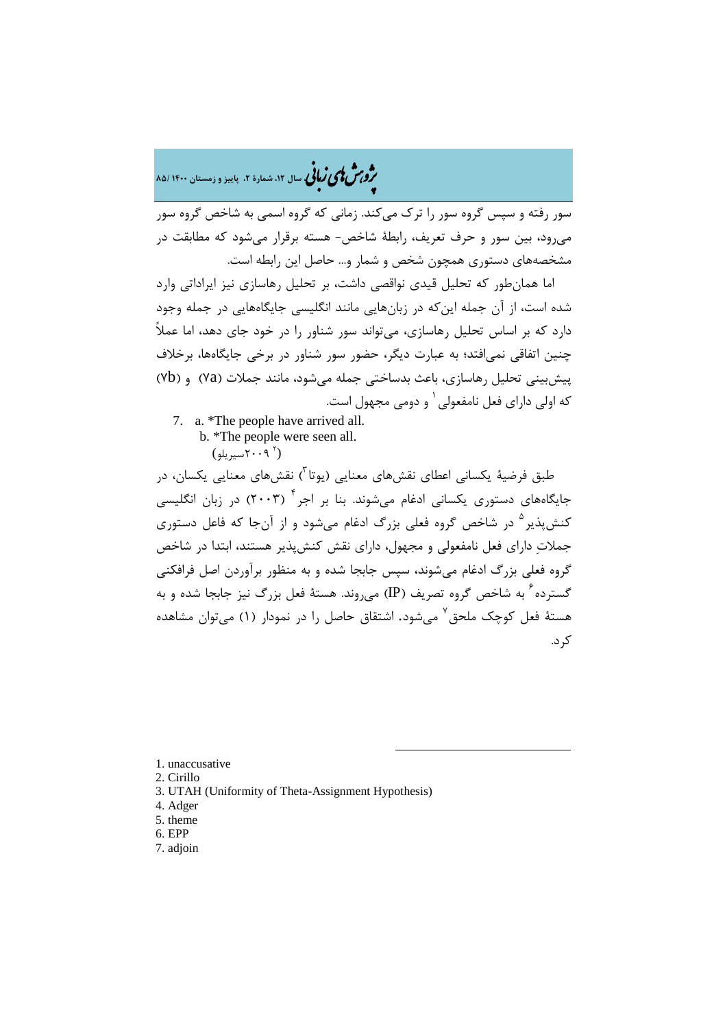سور رفته و سپس گروه سور را ترک می‌کند. زمانی که گروه اسمی به شاخص گروه سور می‌رود، بین سور و حرف تعریف، رابطهٔ شاخص- هسته برقرار می‌شود که مطابقت در مشخصه‌های دستوری همچون شخص و شمار و... حاصل این رابطه است.

اما همان‌طور که تحلیل قیدی نواقصی داشت، بر تحلیل رهاسازی نیز ایراداتی وارد شده است، از آن جمله این‌که در زبان‌هایی مانند انگلیسی جایگاه‌هایی در جمله وجود دارد که بر اساس تحلیل رهاسازی، می‌تواند سور شناور را در خود جای دهد، اما عملاً چنین اتفاقی نمی‌افتد؛ به عبارت دیگر، حضور سور شناور در برخی جایگاه‌ها، برخلاف پیش‌بینی تحلیل رهاسازی، باعث بدساختی جمله می‌شود، مانند جملات (7a) و (7b) که اولی دارای فعل نامفعولی[1] و دومی مجهول است.

7. a. *The people have arrived all.
   b. *The people were seen all.
   (سیریلو[2] ۲۰۰۹)

طبق فرضیهٔ یکسانی اعطای نقش‌های معنایی (یوتا[3]) نقش‌های معنایی یکسان، در جایگاه‌های دستوری یکسانی ادغام می‌شوند. بنا بر اجر[4] (۲۰۰۳) در زبان انگلیسی کنش‌پذیر[5] در شاخص گروه فعلی بزرگ ادغام می‌شود و از آن‌جا که فاعل دستوری جملاتِ دارای فعل نامفعولی و مجهول، دارای نقش کنش‌پذیر هستند، ابتدا در شاخص گروه فعلی بزرگ ادغام می‌شوند، سپس جابجا شده و به منظور برآوردن اصل فرافکنی گسترده[6] به شاخص گروه تصریف (IP) می‌روند. هستهٔ فعل بزرگ نیز جابجا شده و به هستهٔ فعل کوچک ملحق[7] می‌شود. اشتقاق حاصل را در نمودار (۱) می‌توان مشاهده کرد.

---

1. unaccusative
2. Cirillo
3. UTAH (Uniformity of Theta-Assignment Hypothesis)
4. Adger
5. theme
6. EPP
7. adjoin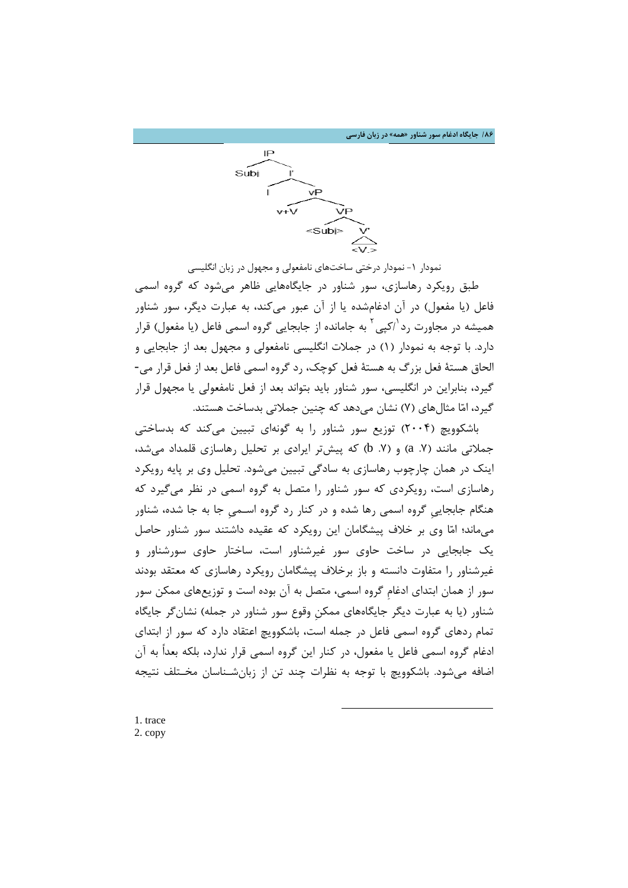```
            IP
           /  \
        Subj    I'
               /  \
              I    vP
                  /  \
               v+V    VP
                     /  \
                <Subj>   V'
                          |
                         <V>
```

نمودار ۱- نمودار درختی ساخت‌های نامفعولی و مجهول در زبان انگلیسی

طبق رویکرد رهاسازی، سور شناور در جایگاه‌هایی ظاهر می‌شود که گروه اسمی فاعل (یا مفعول) در آن ادغام‌شده یا از آن عبور می‌کند، به عبارت دیگر، سور شناور همیشه در مجاورت رد[1]/کپی[2] به جامانده از جابجایی گروه اسمی فاعل (یا مفعول) قرار دارد. با توجه به نمودار (۱) در جملات انگلیسی نامفعولی و مجهول بعد از جابجایی و الحاق هستهٔ فعل بزرگ به هستهٔ فعل کوچک، رد گروه اسمی فاعل بعد از فعل قرار می‌گیرد، بنابراین در انگلیسی، سور شناور باید بتواند بعد از فعل نامفعولی یا مجهول قرار گیرد، امّا مثال‌های (۷) نشان می‌دهد که چنین جملاتی بدساخت هستند.

باشکوویچ (۲۰۰۴) توزیع سور شناور را به گونه‌ای تبیین می‌کند که بدساختی جملاتی مانند (a .۷) و (b .۷) که پیش‌تر ایرادی بر تحلیل رهاسازی قلمداد می‌شد، اینک در همان چارچوب رهاسازی به سادگی تبیین می‌شود. تحلیل وی بر پایه رویکرد رهاسازی است، رویکردی که سور شناور را متصل به گروه اسمی در نظر می‌گیرد که هنگام جابجاییِ گروه اسمی رها شده و در کنار رد گروه اسمیِ جا به جا شده، شناور می‌ماند؛ امّا وی بر خلاف پیشگامان این رویکرد که عقیده داشتند سور شناور حاصل یک جابجایی در ساخت حاوی سور غیرشناور است، ساختار حاوی سورشناور و غیرشناور را متفاوت دانسته و باز برخلاف پیشگامان رویکرد رهاسازی که معتقد بودند سور از همان ابتدای ادغامِ گروه اسمی، متصل به آن بوده است و توزیع‌های ممکن سور شناور (یا به عبارت دیگر جایگاه‌های ممکنِ وقوع سور شناور در جمله) نشان‌گر جایگاه تمام ردهای گروه اسمی فاعل در جمله است، باشکوویچ اعتقاد دارد که سور از ابتدای ادغام گروه اسمی فاعل یا مفعول، در کنار این گروه اسمی قرار ندارد، بلکه بعداً به آن اضافه می‌شود. باشکوویچ با توجه به نظرات چند تن از زبان‌شناسان مختلف نتیجه

---

1. trace
2. copy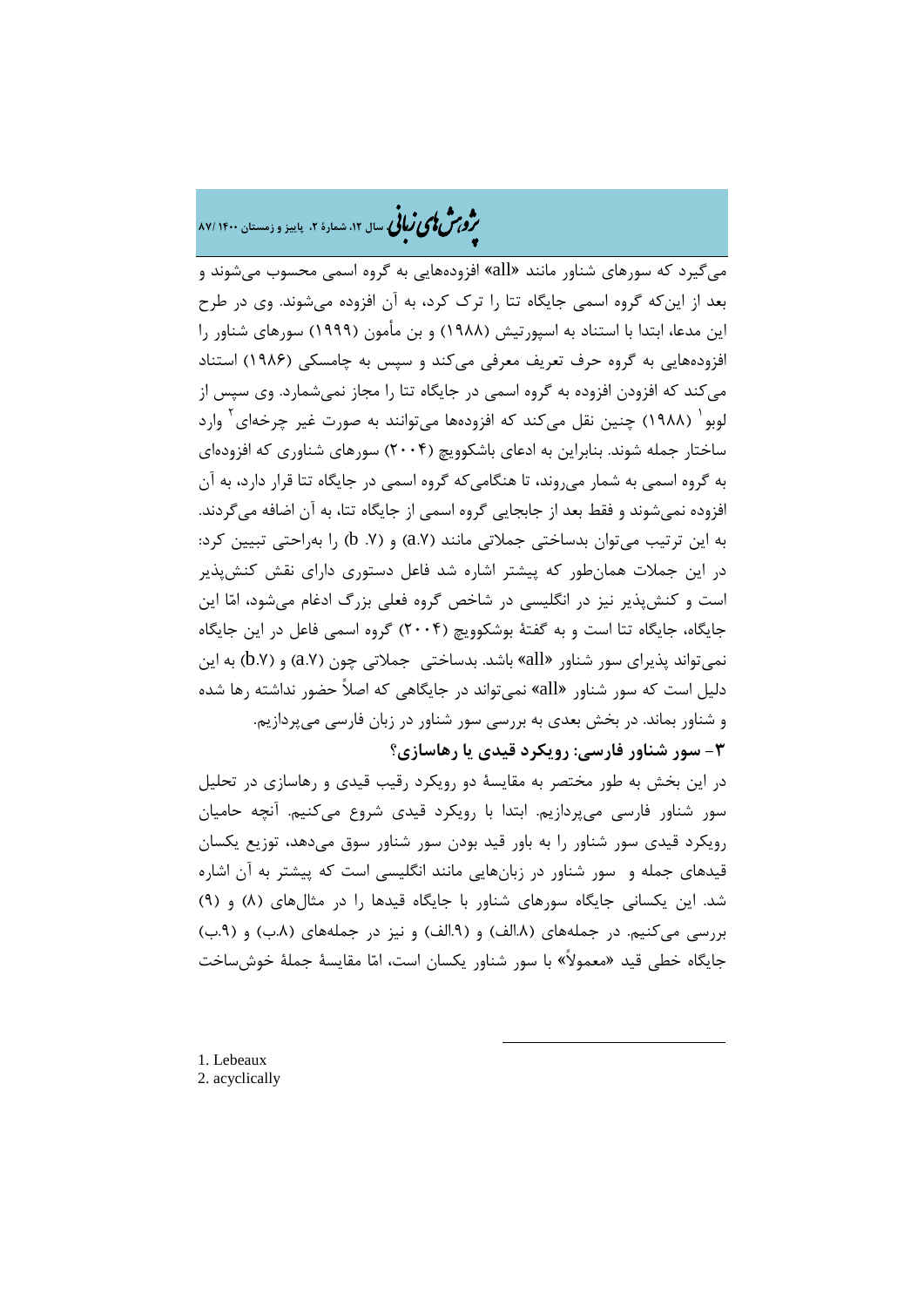می‌گیرد که سورهای شناور مانند «all» افزوده‌هایی به گروه اسمی محسوب می‌شوند و بعد از این‌که گروه اسمی جایگاه تتا را ترک کرد، به آن افزوده می‌شوند. وی در طرح این مدعا، ابتدا با استناد به اسپورتیش (۱۹۸۸) و بن مأمون (۱۹۹۹) سورهای شناور را افزوده‌هایی به گروه حرف تعریف معرفی می‌کند و سپس به چامسکی (۱۹۸۶) استناد می‌کند که افزودن افزوده به گروه اسمی در جایگاه تتا را مجاز نمی‌شمارد. وی سپس از لوبو[1] (۱۹۸۸) چنین نقل می‌کند که افزوده‌ها می‌توانند به صورت غیر چرخه‌ای[2] وارد ساختار جمله شوند. بنابراین به ادعای باشکوویچ (۲۰۰۴) سورهای شناوری که افزوده‌ای به گروه اسمی به شمار می‌روند، تا هنگامی‌که گروه اسمی در جایگاه تتا قرار دارد، به آن افزوده نمی‌شوند و فقط بعد از جابجایی گروه اسمی از جایگاه تتا، به آن اضافه می‌گردند. به این ترتیب می‌توان بدساختی جملاتی مانند (a.۷) و (b .۷) را به‌راحتی تبیین کرد: در این جملات همان‌طور که پیشتر اشاره شد فاعل دستوری دارای نقش کنش‌پذیر است و کنش‌پذیر نیز در انگلیسی در شاخص گروه فعلی بزرگ ادغام می‌شود، امّا این جایگاه، جایگاه تتا است و به گفتهٔ بوشکوویچ (۲۰۰۴) گروه اسمی فاعل در این جایگاه نمی‌تواند پذیرای سور شناور «all» باشد. بدساختی جملاتی چون (a.۷) و (b.۷) به این دلیل است که سور شناور «all» نمی‌تواند در جایگاهی که اصلاً حضور نداشته رها شده و شناور بماند. در بخش بعدی به بررسی سور شناور در زبان فارسی می‌پردازیم.

## ۳- سور شناور فارسی: رویکرد قیدی یا رهاسازی؟

در این بخش به طور مختصر به مقایسهٔ دو رویکرد رقیب قیدی و رهاسازی در تحلیل سور شناور فارسی می‌پردازیم. ابتدا با رویکرد قیدی شروع می‌کنیم. آنچه حامیان رویکرد قیدی سور شناور را به باور قید بودن سور شناور سوق می‌دهد، توزیع یکسان قیدهای جمله و سور شناور در زبان‌هایی مانند انگلیسی است که پیشتر به آن اشاره شد. این یکسانی جایگاه سورهای شناور با جایگاه قیدها را در مثال‌های (۸) و (۹) بررسی می‌کنیم. در جمله‌های (۸.الف) و (۹.الف) و نیز در جمله‌های (۸.ب) و (۹.ب) جایگاه خطی قید «معمولاً» با سور شناور یکسان است، امّا مقایسهٔ جملهٔ خوش‌ساخت

---

1. Lebeaux
2. acyclically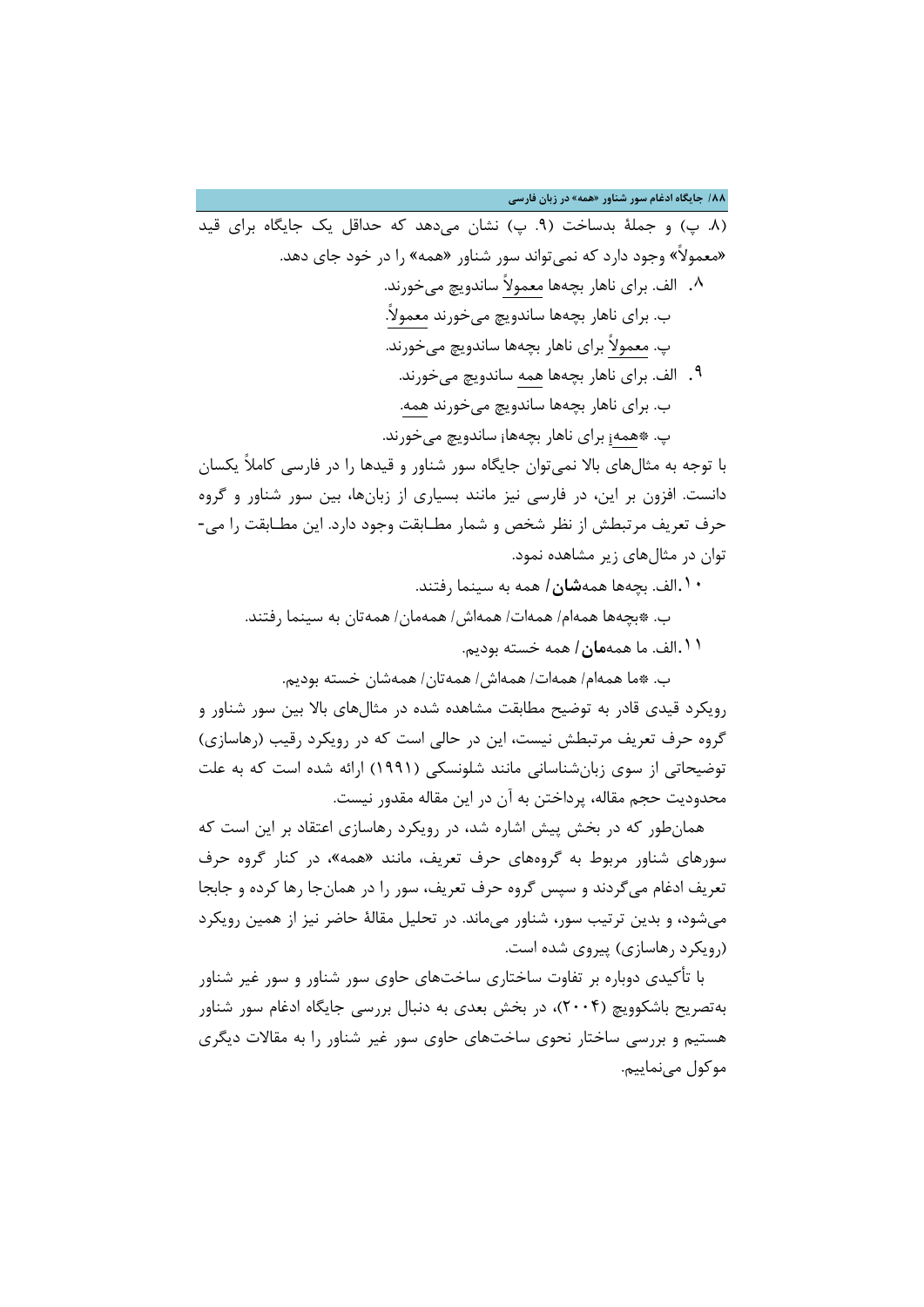(۸. پ) و جملهٔ بدساخت (۹. پ) نشان می‌دهد که حداقل یک جایگاه برای قید «معمولاً» وجود دارد که نمی‌تواند سور شناور «همه» را در خود جای دهد.

۸. الف. برای ناهار بچه‌ها معمولاً ساندویچ می‌خورند.

ب. برای ناهار بچه‌ها ساندویچ می‌خورند معمولاً.

پ. معمولاً برای ناهار بچه‌ها ساندویچ می‌خورند.

۹. الف. برای ناهار بچه‌ها همه ساندویچ می‌خورند.

ب. برای ناهار بچه‌ها ساندویچ می‌خورند همه.

پ. *همه$_i$ برای ناهار بچه‌ها$_i$ ساندویچ می‌خورند.

با توجه به مثال‌های بالا نمی‌توان جایگاه سور شناور و قیدها را در فارسی کاملاً یکسان دانست. افزون بر این، در فارسی نیز مانند بسیاری از زبان‌ها، بین سور شناور و گروه حرف تعریف مرتبطش از نظر شخص و شمار مطابقت وجود دارد. این مطابقت را می‌توان در مثال‌های زیر مشاهده نمود.

۱۰. الف. بچه‌ها همه**شان**/ همه به سینما رفتند.

ب. *بچه‌ها همه‌ام/ همه‌ات/ همه‌اش/ همه‌مان/ همه‌تان به سینما رفتند.

۱۱. الف. ما همه**مان**/ همه خسته بودیم.

ب. *ما همه‌ام/ همه‌ات/ همه‌اش/ همه‌تان/ همه‌شان خسته بودیم.

رویکرد قیدی قادر به توضیح مطابقت مشاهده شده در مثال‌های بالا بین سور شناور و گروه حرف تعریف مرتبطش نیست، این در حالی است که در رویکرد رقیب (رهاسازی) توضیحاتی از سوی زبان‌شناسانی مانند شلونسکی (۱۹۹۱) ارائه شده است که به علت محدودیت حجم مقاله، پرداختن به آن در این مقاله مقدور نیست.

همان‌طور که در بخش پیش اشاره شد، در رویکرد رهاسازی اعتقاد بر این است که سورهای شناور مربوط به گروه‌های حرف تعریف، مانند «همه»، در کنار گروه حرف تعریف ادغام می‌گردند و سپس گروه حرف تعریف، سور را در همان‌جا رها کرده و جابجا می‌شود، و بدین ترتیب سور، شناور می‌ماند. در تحلیل مقالهٔ حاضر نیز از همین رویکرد (رویکرد رهاسازی) پیروی شده است.

با تأکیدی دوباره بر تفاوت ساختاری ساخت‌های حاوی سور شناور و سور غیر شناور به‌تصریح باشکوویچ (۲۰۰۴)، در بخش بعدی به دنبال بررسی جایگاه ادغام سور شناور هستیم و بررسی ساختار نحوی ساخت‌های حاوی سور غیر شناور را به مقالات دیگری موکول می‌نماییم.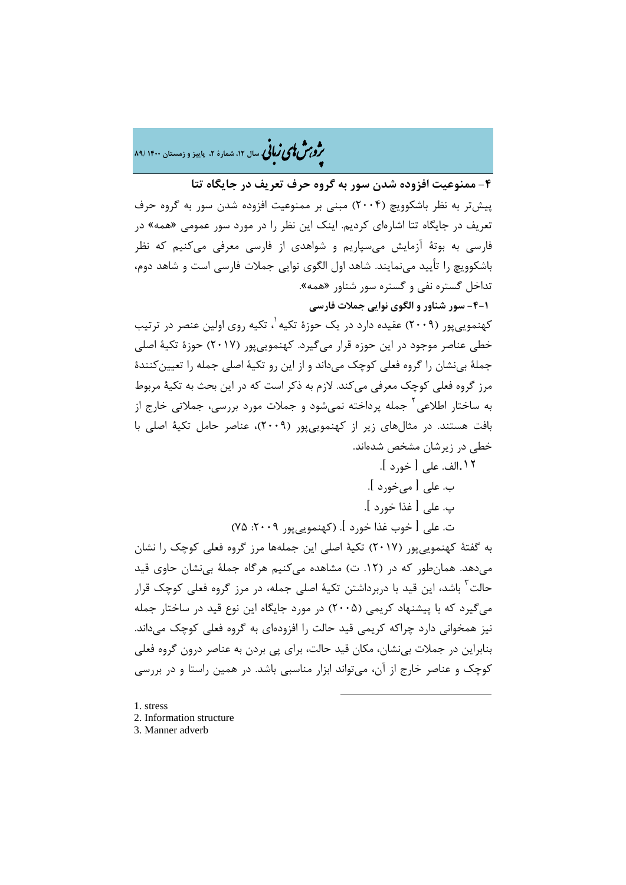## ۴- ممنوعیت افزوده شدن سور به گروه حرف تعریف در جایگاه تتا

پیش‌تر به نظر باشکوویچ (۲۰۰۴) مبنی بر ممنوعیت افزوده شدن سور به گروه حرف تعریف در جایگاه تتا اشاره‌ای کردیم. اینک این نظر را در مورد سور عمومی «همه» در فارسی به بوتهٔ آزمایش می‌سپاریم و شواهدی از فارسی معرفی می‌کنیم که نظر باشکوویچ را تأیید می‌نمایند. شاهد اول الگوی نوایی جملات فارسی است و شاهد دوم، تداخل گستره نفی و گستره سور شناور «همه».

### ۴-۱- سور شناور و الگوی نوایی جملات فارسی

کهنمویی‌پور (۲۰۰۹) عقیده دارد در یک حوزهٔ تکیه[1]، تکیه روی اولین عنصر در ترتیب خطی عناصر موجود در این حوزه قرار می‌گیرد. کهنمویی‌پور (۲۰۱۷) حوزهٔ تکیهٔ اصلی جملهٔ بی‌نشان را گروه فعلی کوچک می‌داند و از این رو تکیهٔ اصلی جمله را تعیین‌کنندهٔ مرز گروه فعلی کوچک معرفی می‌کند. لازم به ذکر است که در این بحث به تکیهٔ مربوط به ساختار اطلاعی[2] جمله پرداخته نمی‌شود و جملات مورد بررسی، جملاتی خارج از بافت هستند. در مثال‌های زیر از کهنمویی‌پور (۲۰۰۹)، عناصر حامل تکیهٔ اصلی با خطی در زیرشان مشخص شده‌اند.

۱۲.الف. علی [ خورد ].

ب. علی [ می‌خورد ].

پ. علی [ غذا خورد ].

ت. علی [ خوب غذا خورد ]. (کهنمویی‌پور ۲۰۰۹: ۷۵)

به گفتهٔ کهنمویی‌پور (۲۰۱۷) تکیهٔ اصلی این جمله‌ها مرز گروه فعلی کوچک را نشان می‌دهد. همان‌طور که در (۱۲. ت) مشاهده می‌کنیم هرگاه جملهٔ بی‌نشان حاوی قید حالت[3] باشد، این قید با دربرداشتن تکیهٔ اصلی جمله، در مرز گروه فعلی کوچک قرار می‌گیرد که با پیشنهاد کریمی (۲۰۰۵) در مورد جایگاه این نوع قید در ساختار جمله نیز همخوانی دارد چراکه کریمی قید حالت را افزوده‌ای به گروه فعلی کوچک می‌داند. بنابراین در جملات بی‌نشان، مکان قید حالت، برای پی بردن به عناصر درون گروه فعلی کوچک و عناصر خارج از آن، می‌تواند ابزار مناسبی باشد. در همین راستا و در بررسی

---

1. stress
2. Information structure
3. Manner adverb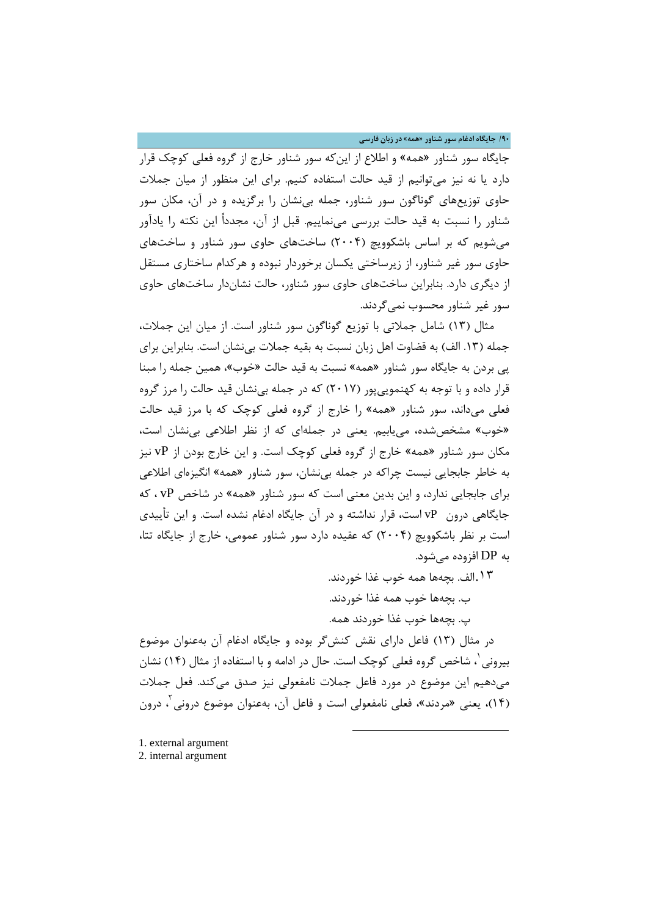جایگاه سور شناور «همه» و اطلاع از این‌که سور شناور خارج از گروه فعلی کوچک قرار دارد یا نه نیز می‌توانیم از قید حالت استفاده کنیم. برای این منظور از میان جملات حاوی توزیع‌های گوناگون سور شناور، جمله بی‌نشان را برگزیده و در آن، مکان سور شناور را نسبت به قید حالت بررسی می‌نماییم. قبل از آن، مجدداً این نکته را یادآور می‌شویم که بر اساس باشکوویچ (۲۰۰۴) ساخت‌های حاوی سور شناور و ساخت‌های حاوی سور غیر شناور، از زیرساختی یکسان برخوردار نبوده و هرکدام ساختاری مستقل از دیگری دارد. بنابراین ساخت‌های حاوی سور شناور، حالت نشان‌دار ساخت‌های حاوی سور غیر شناور محسوب نمی‌گردند.

مثال (۱۳) شامل جملاتی با توزیع گوناگون سور شناور است. از میان این جملات، جمله (۱۳. الف) به قضاوت اهل زبان نسبت به بقیه جملات بی‌نشان است. بنابراین برای پی بردن به جایگاه سور شناور «همه» نسبت به قید حالت «خوب»، همین جمله را مبنا قرار داده و با توجه به کهنمویی‌پور (۲۰۱۷) که در جمله بی‌نشان قید حالت را مرز گروه فعلی می‌داند، سور شناور «همه» را خارج از گروه فعلی کوچک که با مرز قید حالت «خوب» مشخص‌شده، می‌یابیم. یعنی در جمله‌ای که از نظر اطلاعی بی‌نشان است، مکان سور شناور «همه» خارج از گروه فعلی کوچک است. و این خارج بودن از vP نیز به خاطر جابجایی نیست چراکه در جمله بی‌نشان، سور شناور «همه» انگیزه‌ای اطلاعی برای جابجایی ندارد، و این بدین معنی است که سور شناور «همه» در شاخص vP ، که جایگاهی درون vP است، قرار نداشته و در آن جایگاه ادغام نشده است. و این تأییدی است بر نظر باشکوویچ (۲۰۰۴) که عقیده دارد سور شناور عمومی، خارج از جایگاه تتا، به DP افزوده می‌شود.

۱۳. الف. بچه‌ها همه خوب غذا خوردند.

ب. بچه‌ها خوب همه غذا خوردند.

پ. بچه‌ها خوب غذا خوردند همه.

در مثال (۱۳) فاعل دارای نقش کنش‌گر بوده و جایگاه ادغام آن به‌عنوان موضوع بیرونی[1]، شاخص گروه فعلی کوچک است. حال در ادامه و با استفاده از مثال (۱۴) نشان می‌دهیم این موضوع در مورد فاعل جملات نامفعولی نیز صدق می‌کند. فعل جملات (۱۴)، یعنی «مردند»، فعلی نامفعولی است و فاعل آن، به‌عنوان موضوع درونی[2]، درون

---

1. external argument
2. internal argument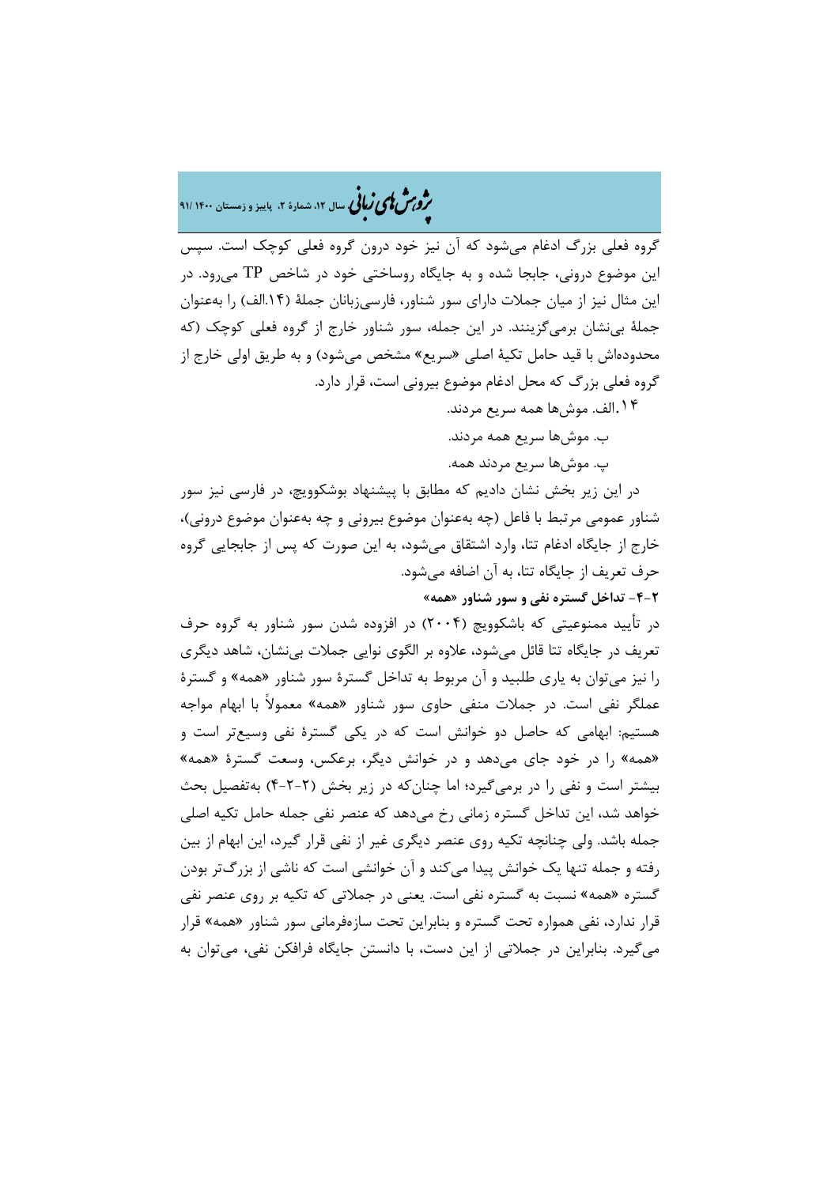گروه فعلی بزرگ ادغام می‌شود که آن نیز خود درون گروه فعلی کوچک است. سپس این موضوع درونی، جابجا شده و به جایگاه روساختی خود در شاخص TP می‌رود. در این مثال نیز از میان جملات دارای سور شناور، فارسی‌زبانان جملهٔ (۱۴.الف) را به‌عنوان جملهٔ بی‌نشان برمی‌گزینند. در این جمله، سور شناور خارج از گروه فعلی کوچک (که محدوده‌اش با قید حامل تکیهٔ اصلی «سریع» مشخص می‌شود) و به طریق اولی خارج از گروه فعلی بزرگ که محل ادغام موضوع بیرونی است، قرار دارد.

۱۴.الف. موش‌ها همه سریع مردند.

ب. موش‌ها سریع همه مردند.

پ. موش‌ها سریع مردند همه.

در این زیر بخش نشان دادیم که مطابق با پیشنهاد بوشکوویچ، در فارسی نیز سور شناور عمومی مرتبط با فاعل (چه به‌عنوان موضوع بیرونی و چه به‌عنوان موضوع درونی)، خارج از جایگاه ادغام تتا، وارد اشتقاق می‌شود، به این صورت که پس از جابجایی گروه حرف تعریف از جایگاه تتا، به آن اضافه می‌شود.

**۲-۴- تداخل گستره نفی و سور شناور «همه»**

در تأیید ممنوعیتی که باشکوویچ (۲۰۰۴) در افزوده شدن سور شناور به گروه حرف تعریف در جایگاه تتا قائل می‌شود، علاوه بر الگوی نوایی جملات بی‌نشان، شاهد دیگری را نیز می‌توان به یاری طلبید و آن مربوط به تداخل گسترهٔ سور شناور «همه» و گسترهٔ عملگر نفی است. در جملات منفی حاوی سور شناور «همه» معمولاً با ابهام مواجه هستیم: ابهامی که حاصل دو خوانش است که در یکی گسترهٔ نفی وسیع‌تر است و «همه» را در خود جای می‌دهد و در خوانش دیگر، برعکس، وسعت گسترهٔ «همه» بیشتر است و نفی را در برمی‌گیرد؛ اما چنان‌که در زیر بخش (۲-۲-۴) به‌تفصیل بحث خواهد شد، این تداخل گستره زمانی رخ می‌دهد که عنصر نفی جمله حامل تکیه اصلی جمله باشد. ولی چنانچه تکیه روی عنصر دیگری غیر از نفی قرار گیرد، این ابهام از بین رفته و جمله تنها یک خوانش پیدا می‌کند و آن خوانشی است که ناشی از بزرگ‌تر بودن گستره «همه» نسبت به گستره نفی است. یعنی در جملاتی که تکیه بر روی عنصر نفی قرار ندارد، نفی همواره تحت گستره و بنابراین تحت سازه‌فرمانی سور شناور «همه» قرار می‌گیرد. بنابراین در جملاتی از این دست، با دانستن جایگاه فرافکن نفی، می‌توان به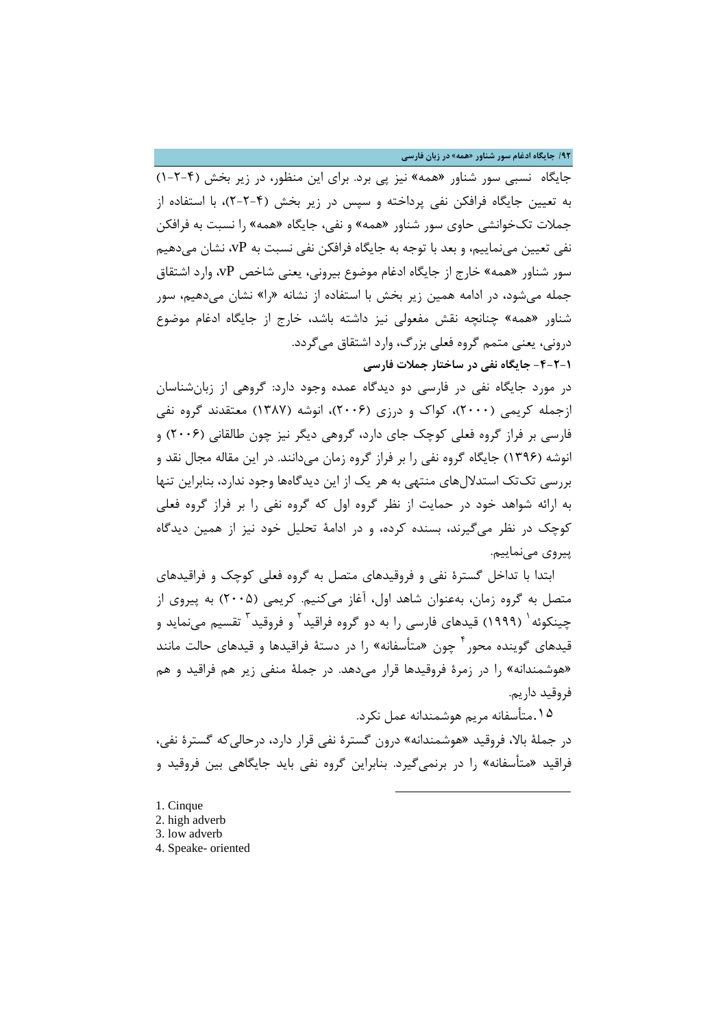جایگاه  نسبی سور شناور «همه» نیز پی برد. برای این منظور، در زیر بخش (۴-۲-۱) به تعیین جایگاه فرافکن نفی پرداخته و سپس در زیر بخش (۴-۲-۲)، با استفاده از جملات تک‌خوانشی حاوی سور شناور «همه» و نفی، جایگاه «همه» را نسبت به فرافکن نفی تعیین می‌نماییم، و بعد با توجه به جایگاه فرافکن نفی نسبت به vP، نشان می‌دهیم سور شناور «همه» خارج از جایگاه ادغام موضوع بیرونی، یعنی شاخص vP، وارد اشتقاق جمله می‌شود، در ادامه همین زیر بخش با استفاده از نشانه «را» نشان می‌دهیم، سور شناور «همه» چنانچه نقش مفعولی نیز داشته باشد، خارج از جایگاه ادغام موضوع درونی، یعنی متمم گروه فعلی بزرگ، وارد اشتقاق می‌گردد.

**۴-۲-۱- جایگاه نفی در ساختار جملات فارسی**

در مورد جایگاه نفی در فارسی دو دیدگاه عمده وجود دارد: گروهی از زبان‌شناسان ازجمله کریمی (۲۰۰۰)، کواک و درزی (۲۰۰۶)، انوشه (۱۳۸۷) معتقدند گروه نفی فارسی بر فراز گروه فعلی کوچک جای دارد، گروهی دیگر نیز چون طالقانی (۲۰۰۶) و انوشه (۱۳۹۶) جایگاه گروه نفی را بر فراز گروه زمان می‌دانند. در این مقاله مجال نقد و بررسی تک‌تک استدلال‌های منتهی به هر یک از این دیدگاه‌ها وجود ندارد، بنابراین تنها به ارائه شواهد خود در حمایت از نظر گروه اول که گروه نفی را بر فراز گروه فعلی کوچک در نظر می‌گیرند، بسنده کرده، و در ادامهٔ تحلیل خود نیز از همین دیدگاه پیروی می‌نماییم.

ابتدا با تداخل گسترهٔ نفی و فروقیدهای متصل به گروه فعلی کوچک و فراقیدهای متصل به گروه زمان، به‌عنوان شاهد اول، آغاز می‌کنیم. کریمی (۲۰۰۵) به پیروی از چینکوئه[1] (۱۹۹۹) قیدهای فارسی را به دو گروه فراقید[2] و فروقید[3] تقسیم می‌نماید و قیدهای گوینده محور[4] چون «متأسفانه» را در دستهٔ فراقیدها و قیدهای حالت مانند «هوشمندانه» را در زمرهٔ فروقیدها قرار می‌دهد. در جملهٔ منفی زیر هم فراقید و هم فروقید داریم.

۱۵. متأسفانه مریم هوشمندانه عمل نکرد.

در جملهٔ بالا، فروقید «هوشمندانه» درون گسترهٔ نفی قرار دارد، درحالی‌که گسترهٔ نفی، فراقید «متأسفانه» را در برنمی‌گیرد. بنابراین گروه نفی باید جایگاهی بین فروقید و

---

1. Cinque
2. high adverb
3. low adverb
4. Speake- oriented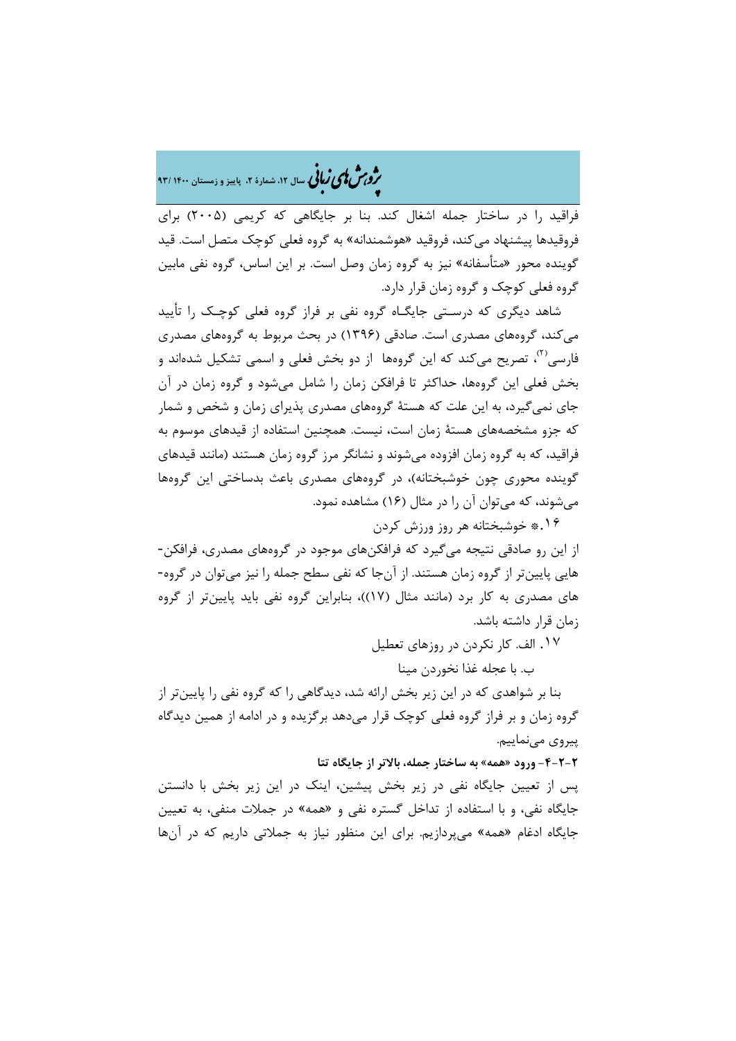فراقید را در ساختار جمله اشغال کند. بنا بر جایگاهی که کریمی (۲۰۰۵) برای فروقیدها پیشنهاد می‌کند، فروقید «هوشمندانه» به گروه فعلی کوچک متصل است. قید گوینده محور «متأسفانه» نیز به گروه زمان وصل است. بر این اساس، گروه نفی مابین گروه فعلی کوچک و گروه زمان قرار دارد.

شاهد دیگری که درستی جایگاه گروه نفی بر فراز گروه فعلی کوچک را تأیید می‌کند، گروه‌های مصدری است. صادقی (۱۳۹۶) در بحث مربوط به گروه‌های مصدری فارسی[۲]، تصریح می‌کند که این گروه‌ها از دو بخش فعلی و اسمی تشکیل شده‌اند و بخش فعلی این گروه‌ها، حداکثر تا فرافکن زمان را شامل می‌شود و گروه زمان در آن جای نمی‌گیرد، به این علت که هستهٔ گروه‌های مصدری پذیرای زمان و شخص و شمار که جزو مشخصه‌های هستهٔ زمان است، نیست. همچنین استفاده از قیدهای موسوم به فراقید، که به گروه زمان افزوده می‌شوند و نشانگر مرز گروه زمان هستند (مانند قیدهای گوینده محوری چون خوشبختانه)، در گروه‌های مصدری باعث بدساختی این گروه‌ها می‌شوند، که می‌توان آن را در مثال (۱۶) مشاهده نمود.

۱۶. \* خوشبختانه هر روز ورزش کردن

از این رو صادقی نتیجه می‌گیرد که فرافکن‌های موجود در گروه‌های مصدری، فرافکن-هایی پایین‌تر از گروه زمان هستند. از آن‌جا که نفی سطح جمله را نیز می‌توان در گروه-های مصدری به کار برد (مانند مثال (۱۷))، بنابراین گروه نفی باید پایین‌تر از گروه زمان قرار داشته باشد.

۱۷. الف. کار نکردن در روزهای تعطیل

ب. با عجله غذا نخوردن مینا

بنا بر شواهدی که در این زیر بخش ارائه شد، دیدگاهی را که گروه نفی را پایین‌تر از گروه زمان و بر فراز گروه فعلی کوچک قرار می‌دهد برگزیده و در ادامه از همین دیدگاه پیروی می‌نماییم.

**۴-۲-۲- ورود «همه» به ساختار جمله، بالاتر از جایگاه تتا**

پس از تعیین جایگاه نفی در زیر بخش پیشین، اینک در این زیر بخش با دانستن جایگاه نفی، و با استفاده از تداخل گستره نفی و «همه» در جملات منفی، به تعیین جایگاه ادغام «همه» می‌پردازیم. برای این منظور نیاز به جملاتی داریم که در آن‌ها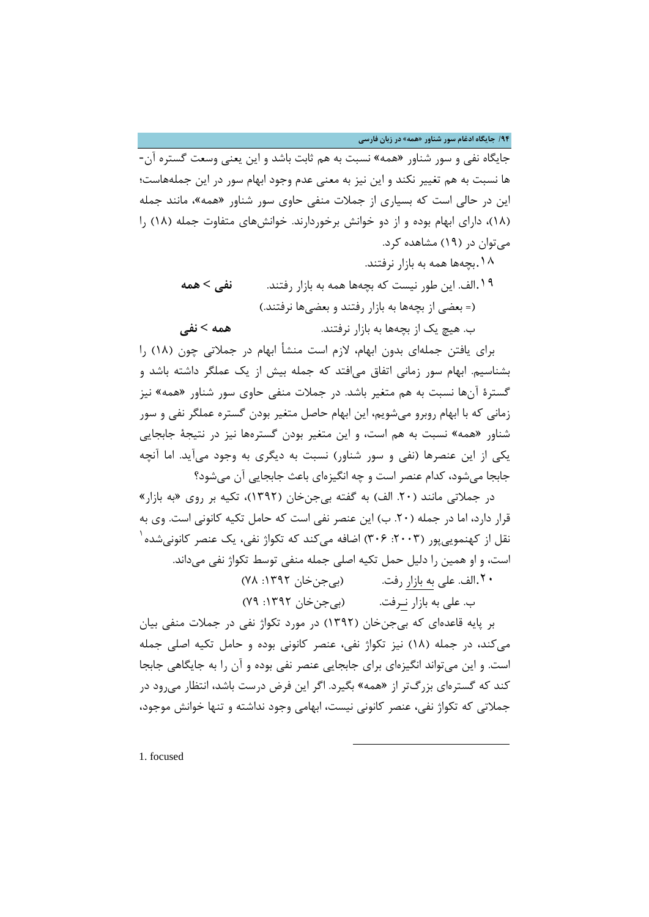جایگاه نفی و سور شناور «همه» نسبت به هم ثابت باشد و این یعنی وسعت گستره آن-ها نسبت به هم تغییر نکند و این نیز به معنی عدم وجود ابهام سور در این جمله‌هاست؛ این در حالی است که بسیاری از جملات منفی حاوی سور شناور «همه»، مانند جمله (۱۸)، دارای ابهام بوده و از دو خوانش برخوردارند. خوانش‌های متفاوت جمله (۱۸) را می‌توان در (۱۹) مشاهده کرد.

۱۸.بچه‌ها همه به بازار نرفتند.

۱۹.الف. این طور نیست که بچه‌ها همه به بازار رفتند. **نفی > همه**

(= بعضی از بچه‌ها به بازار رفتند و بعضی‌ها نرفتند.)

ب. هیچ یک از بچه‌ها به بازار نرفتند. **همه > نفی**

برای یافتن جمله‌ای بدون ابهام، لازم است منشأ ابهام در جملاتی چون (۱۸) را بشناسیم. ابهام سور زمانی اتفاق می‌افتد که جمله بیش از یک عملگر داشته باشد و گسترهٔ آن‌ها نسبت به هم متغیر باشد. در جملات منفی حاوی سور شناور «همه» نیز زمانی که با ابهام روبرو می‌شویم، این ابهام حاصل متغیر بودن گستره عملگر نفی و سور شناور «همه» نسبت به هم است، و این متغیر بودن گستره‌ها نیز در نتیجهٔ جابجایی یکی از این عنصرها (نفی و سور شناور) نسبت به دیگری به وجود می‌آید. اما آنچه جابجا می‌شود، کدام عنصر است و چه انگیزه‌ای باعث جابجایی آن می‌شود؟

در جملاتی مانند (۲۰. الف) به گفته بی‌جن‌خان (۱۳۹۲)، تکیه بر روی «به بازار» قرار دارد، اما در جمله (۲۰. ب) این عنصر نفی است که حامل تکیه کانونی است. وی به نقل از کهنموییپور (۲۰۰۳: ۳۰۶) اضافه می‌کند که تکواژ نفی، یک عنصر کانونی‌شده[1] است، و او همین را دلیل حمل تکیه اصلی جمله منفی توسط تکواژ نفی می‌داند.

۲۰.الف. علی به بازار رفت. (بی‌جن‌خان ۱۳۹۲: ۷۸)

ب. علی به بازار نـرفت. (بی‌جن‌خان ۱۳۹۲: ۷۹)

بر پایه قاعده‌ای که بی‌جن‌خان (۱۳۹۲) در مورد تکواژ نفی در جملات منفی بیان می‌کند، در جمله (۱۸) نیز تکواژ نفی، عنصر کانونی بوده و حامل تکیه اصلی جمله است. و این می‌تواند انگیزه‌ای برای جابجایی عنصر نفی بوده و آن را به جایگاهی جابجا کند که گستره‌ای بزرگ‌تر از «همه» بگیرد. اگر این فرض درست باشد، انتظار می‌رود در جملاتی که تکواژ نفی، عنصر کانونی نیست، ابهامی وجود نداشته و تنها خوانش موجود،

---

1. focused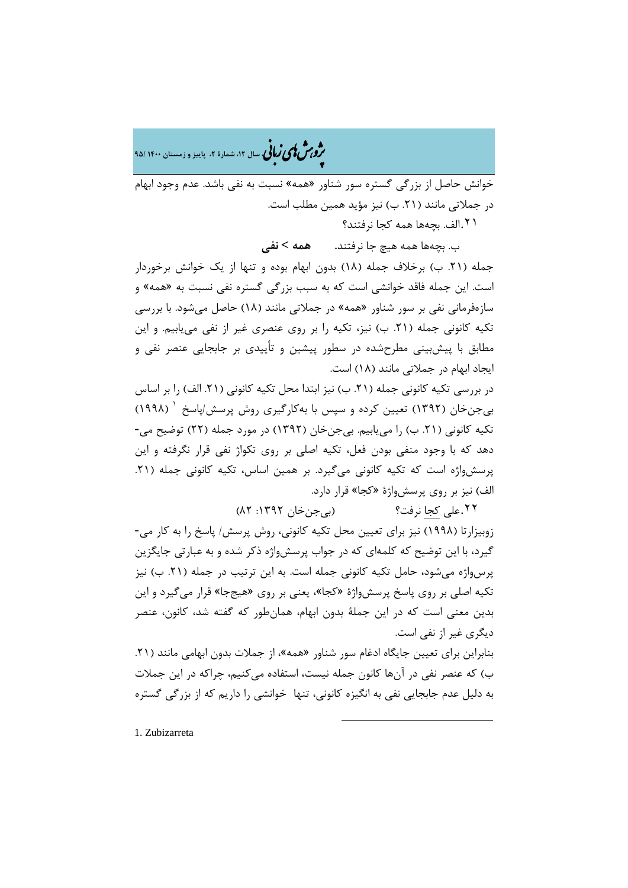خوانش حاصل از بزرگی گستره سور شناور «همه» نسبت به نفی باشد. عدم وجود ابهام در جملاتی مانند (۲۱. ب) نیز مؤید همین مطلب است.

۲۱.الف. بچه‌ها همه کجا نرفتند؟

ب. بچه‌ها همه هیچ جا نرفتند.        **همه > نفی**

جمله (۲۱. ب) برخلاف جمله (۱۸) بدون ابهام بوده و تنها از یک خوانش برخوردار است. این جمله فاقد خوانشی است که به سبب بزرگی گستره نفی نسبت به «همه» و سازه‌فرمانی نفی بر سور شناور «همه» در جملاتی مانند (۱۸) حاصل می‌شود. با بررسی تکیه کانونی جمله (۲۱. ب) نیز، تکیه را بر روی عنصری غیر از نفی می‌یابیم. و این مطابق با پیش‌بینی مطرح‌شده در سطور پیشین و تأییدی بر جابجایی عنصر نفی و ایجاد ابهام در جملاتی مانند (۱۸) است.

در بررسی تکیه کانونی جمله (۲۱. ب) نیز ابتدا محل تکیه کانونی (۲۱. الف) را بر اساس بی‌جن‌خان (۱۳۹۲) تعیین کرده و سپس با به‌کارگیری روش پرسش/پاسخ [1] (۱۹۹۸) تکیه کانونی (۲۱. ب) را می‌یابیم. بی‌جن‌خان (۱۳۹۲) در مورد جمله (۲۲) توضیح می‌دهد که با وجود منفی بودن فعل، تکیه اصلی بر روی تکواژ نفی قرار نگرفته و این پرسش‌واژه است که تکیه کانونی می‌گیرد. بر همین اساس، تکیه کانونی جمله (۲۱. الف) نیز بر روی پرسش‌واژهٔ «کجا» قرار دارد.

۲۲.علی کجا نرفت؟        (بی‌جن‌خان ۱۳۹۲: ۸۲)

زوبیزارتا (۱۹۹۸) نیز برای تعیین محل تکیه کانونی، روش پرسش/ پاسخ را به کار می‌گیرد، با این توضیح که کلمه‌ای که در جواب پرسش‌واژه ذکر شده و به عبارتی جایگزین پرس‌واژه می‌شود، حامل تکیه کانونی جمله است. به این ترتیب در جمله (۲۱. ب) نیز تکیه اصلی بر روی پاسخ پرسش‌واژهٔ «کجا»، یعنی بر روی «هیچ‌جا» قرار می‌گیرد و این بدین معنی است که در این جملهٔ بدون ابهام، همان‌طور که گفته شد، کانون، عنصر دیگری غیر از نفی است.

بنابراین برای تعیین جایگاه ادغام سور شناور «همه»، از جملات بدون ابهامی مانند (۲۱. ب) که عنصر نفی در آن‌ها کانون جمله نیست، استفاده می‌کنیم، چراکه در این جملات به دلیل عدم جابجایی نفی به انگیزه کانونی، تنها خوانشی را داریم که از بزرگی گستره

---

1. Zubizarreta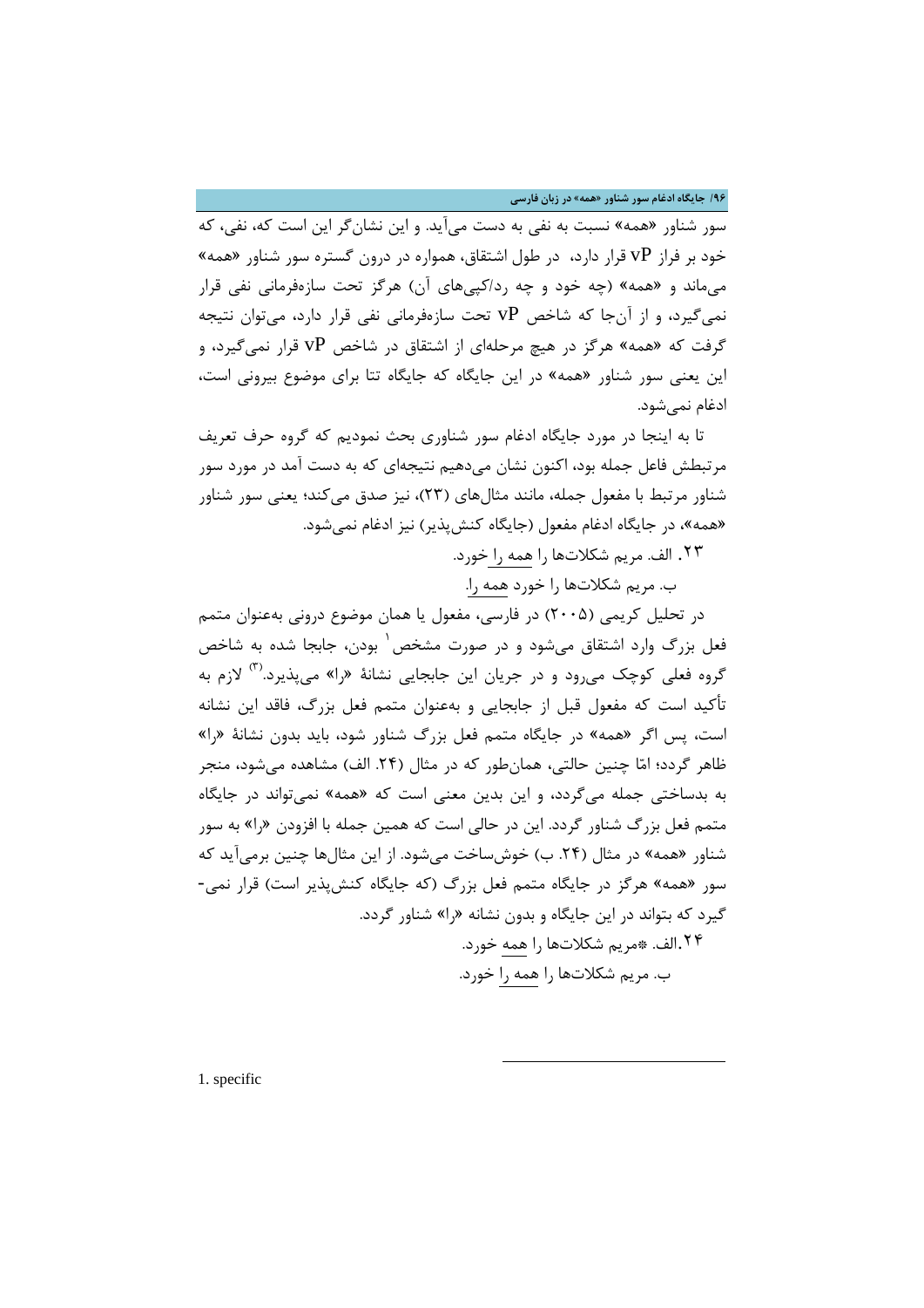سور شناور «همه» نسبت به نفی به دست می‌آید. و این نشان‌گر این است که، نفی، که خود بر فراز vP قرار دارد، در طول اشتقاق، همواره در درون گستره سور شناور «همه» می‌ماند و «همه» (چه خود و چه رد/کپی‌های آن) هرگز تحت سازه‌فرمانی نفی قرار نمی‌گیرد، و از آن‌جا که شاخص vP تحت سازه‌فرمانی نفی قرار دارد، می‌توان نتیجه گرفت که «همه» هرگز در هیچ مرحله‌ای از اشتقاق در شاخص vP قرار نمی‌گیرد، و این یعنی سور شناور «همه» در این جایگاه که جایگاه تتا برای موضوع بیرونی است، ادغام نمی‌شود.

تا به اینجا در مورد جایگاه ادغام سور شناوری بحث نمودیم که گروه حرف تعریف مرتبطش فاعل جمله بود، اکنون نشان می‌دهیم نتیجه‌ای که به دست آمد در مورد سور شناور مرتبط با مفعول جمله، مانند مثال‌های (۲۳)، نیز صدق می‌کند؛ یعنی سور شناور «همه»، در جایگاه ادغام مفعول (جایگاه کنش‌پذیر) نیز ادغام نمی‌شود.

۲۳. الف. مریم شکلات‌ها را همه را خورد.

ب. مریم شکلات‌ها را خورد همه را.

در تحلیل کریمی (۲۰۰۵) در فارسی، مفعول یا همان موضوع درونی به‌عنوان متمم فعل بزرگ وارد اشتقاق می‌شود و در صورت مشخص[1] بودن، جابجا شده به شاخص گروه فعلی کوچک می‌رود و در جریان این جابجایی نشانۀ «را» می‌پذیرد.[3] لازم به تأکید است که مفعول قبل از جابجایی و به‌عنوان متمم فعل بزرگ، فاقد این نشانه است، پس اگر «همه» در جایگاه متمم فعل بزرگ شناور شود، باید بدون نشانۀ «را» ظاهر گردد؛ امّا چنین حالتی، همان‌طور که در مثال (۲۴. الف) مشاهده می‌شود، منجر به بدساختی جمله می‌گردد، و این بدین معنی است که «همه» نمی‌تواند در جایگاه متمم فعل بزرگ شناور گردد. این در حالی است که همین جمله با افزودن «را» به سور شناور «همه» در مثال (۲۴. ب) خوش‌ساخت می‌شود. از این مثال‌ها چنین برمی‌آید که سور «همه» هرگز در جایگاه متمم فعل بزرگ (که جایگاه کنش‌پذیر است) قرار نمی‌گیرد که بتواند در این جایگاه و بدون نشانه «را» شناور گردد.

۲۴. الف. *مریم شکلات‌ها را همه خورد.

ب. مریم شکلات‌ها را همه را خورد.

---

1. specific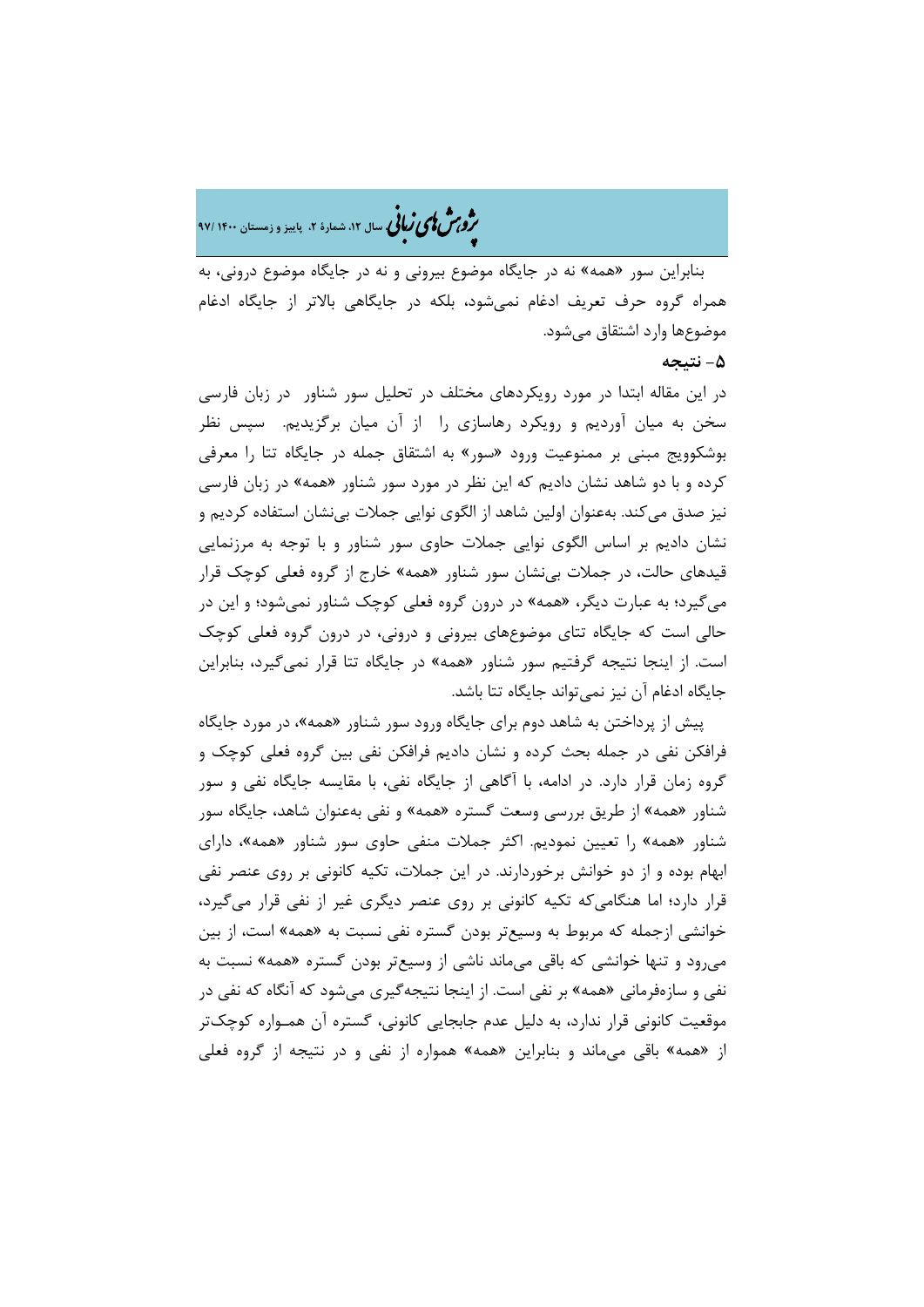بنابراین سور «همه» نه در جایگاه موضوع بیرونی و نه در جایگاه موضوع درونی، به همراه گروه حرف تعریف ادغام نمی‌شود، بلکه در جایگاهی بالاتر از جایگاه ادغام موضوع‌ها وارد اشتقاق می‌شود.

## ۵- نتیجه

در این مقاله ابتدا در مورد رویکردهای مختلف در تحلیل سور شناور در زبان فارسی سخن به میان آوردیم و رویکرد رهاسازی را از آن میان برگزیدیم. سپس نظر بوشکوویچ مبنی بر ممنوعیت ورود «سور» به اشتقاق جمله در جایگاه تتا را معرفی کرده و با دو شاهد نشان دادیم که این نظر در مورد سور شناور «همه» در زبان فارسی نیز صدق می‌کند. به‌عنوان اولین شاهد از الگوی نوایی جملات بی‌نشان استفاده کردیم و نشان دادیم بر اساس الگوی نوایی جملات حاوی سور شناور و با توجه به مرزنمایی قیدهای حالت، در جملات بی‌نشان سور شناور «همه» خارج از گروه فعلی کوچک قرار می‌گیرد؛ به عبارت دیگر، «همه» در درون گروه فعلی کوچک شناور نمی‌شود؛ و این در حالی است که جایگاه تتای موضوع‌های بیرونی و درونی، در درون گروه فعلی کوچک است. از اینجا نتیجه گرفتیم سور شناور «همه» در جایگاه تتا قرار نمی‌گیرد، بنابراین جایگاه ادغام آن نیز نمی‌تواند جایگاه تتا باشد.

پیش از پرداختن به شاهد دوم برای جایگاه ورود سور شناور «همه»، در مورد جایگاه فرافکن نفی در جمله بحث کرده و نشان دادیم فرافکن نفی بین گروه فعلی کوچک و گروه زمان قرار دارد. در ادامه، با آگاهی از جایگاه نفی، با مقایسه جایگاه نفی و سور شناور «همه» از طریق بررسی وسعت گستره «همه» و نفی به‌عنوان شاهد، جایگاه سور شناور «همه» را تعیین نمودیم. اکثر جملات منفی حاوی سور شناور «همه»، دارای ابهام بوده و از دو خوانش برخوردارند. در این جملات، تکیه کانونی بر روی عنصر نفی قرار دارد؛ اما هنگامی‌که تکیه کانونی بر روی عنصر دیگری غیر از نفی قرار می‌گیرد، خوانشی ازجمله که مربوط به وسیع‌تر بودن گستره نفی نسبت به «همه» است، از بین می‌رود و تنها خوانشی که باقی می‌ماند ناشی از وسیع‌تر بودن گستره «همه» نسبت به نفی و سازه‌فرمانی «همه» بر نفی است. از اینجا نتیجه‌گیری می‌شود که آنگاه که نفی در موقعیت کانونی قرار ندارد، به دلیل عدم جابجایی کانونی، گستره آن همـواره کوچک‌تر از «همه» باقی می‌ماند و بنابراین «همه» همواره از نفی و در نتیجه از گروه فعلی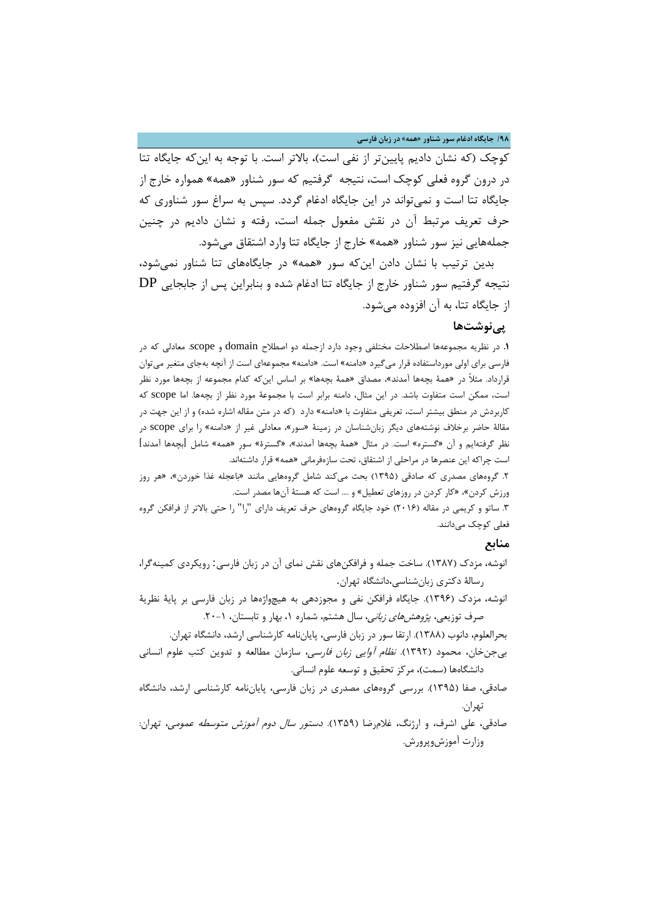کوچک (که نشان دادیم پایین‌تر از نفی است)، بالاتر است. با توجه به این‌که جایگاه تتا در درون گروه فعلی کوچک است، نتیجه گرفتیم که سور شناور «همه» همواره خارج از جایگاه تتا است و نمی‌تواند در این جایگاه ادغام گردد. سپس به سراغ سور شناوری که حرف تعریف مرتبط آن در نقش مفعول جمله است، رفته و نشان دادیم در چنین جمله‌هایی نیز سور شناور «همه» خارج از جایگاه تتا وارد اشتقاق می‌شود.

بدین ترتیب با نشان دادن این‌که سور «همه» در جایگاه‌های تتا شناور نمی‌شود، نتیجه گرفتیم سور شناور خارج از جایگاه تتا ادغام شده و بنابراین پس از جابجایی DP از جایگاه تتا، به آن افزوده می‌شود.

## پی‌نوشت‌ها

**۱**. در نظریه مجموعه‌ها اصطلاحات مختلفی وجود دارد ازجمله دو اصطلاح domain و scope. معادلی که در فارسی برای اولی مورداستفاده قرار می‌گیرد «دامنه» است. «دامنه» مجموعه‌ای است از آنچه به‌جای متغیر می‌توان قرارداد. مثلاً در «همهٔ بچه‌ها آمدند»، مصداق «همهٔ بچه‌ها» بر اساس این‌که کدام مجموعه از بچه‌ها مورد نظر است، ممکن است متفاوت باشد. در این مثال، دامنه برابر است با مجموعهٔ مورد نظر از بچه‌ها. اما scope که کاربردش در منطق بیشتر است، تعریفی متفاوت با «دامنه» دارد (که در متن مقاله اشاره شده) و از این جهت در مقالهٔ حاضر برخلاف نوشته‌های دیگر زبان‌شناسان در زمینهٔ «سور»، معادلی غیر از «دامنه» را برای scope در نظر گرفته‌ایم و آن «گستره» است. در مثال «همهٔ بچه‌ها آمدند»، «گسترهٔ» سور «همه» شامل [بچه‌ها آمدند] است چراکه این عنصرها در مراحلی از اشتقاق، تحت سازه‌فرمانی «همه» قرار داشته‌اند.

۲. گروه‌های مصدری که صادقی (۱۳۹۵) بحث می‌کند شامل گروه‌هایی مانند «باعجله غذا خوردن»، «هر روز ورزش کردن»، «کار کردن در روزهای تعطیل» و .... است که هستهٔ آن‌ها مصدر است.

۳. ساتو و کریمی در مقاله (۲۰۱۶) خود جایگاه گروه‌های حرف تعریف دارای "را" را حتی بالاتر از فرافکن گروه فعلی کوچک می‌دانند.

## منابع

انوشه، مزدک (۱۳۸۷). ساخت جمله و فرافکن‌های نقش نمای آن در زبان فارسی: رویکردی کمینه‌گرا، رسالهٔ دکتری زبان‌شناسی،دانشگاه تهران.

انوشه، مزدک (۱۳۹۶). جایگاه فرافکن نفی و مجوزدهی به هیچ‌واژه‌ها در زبان فارسی بر پایهٔ نظریهٔ صرف توزیعی، *پژوهش‌های زبانی*، سال هشتم، شماره ۱، بهار و تابستان، ۱-۲۰.

بحرالعلوم، دانوب (۱۳۸۸). ارتقا سور در زبان فارسی، پایان‌نامه کارشناسی ارشد، دانشگاه تهران.

بی‌جن‌خان، محمود (۱۳۹۲). *نظام آوایی زبان فارسی*، سازمان مطالعه و تدوین کتب علوم انسانی دانشگاه‌ها (سمت)، مرکز تحقیق و توسعه علوم انسانی.

صادقی، صفا (۱۳۹۵). بررسی گروه‌های مصدری در زبان فارسی، پایان‌نامه کارشناسی ارشد، دانشگاه تهران.

صادقی، علی اشرف، و ارژنگ، غلامرضا (۱۳۵۹). *دستور سال دوم آموزش متوسطه عمومی*، تهران: وزارت آموزش‌وپرورش.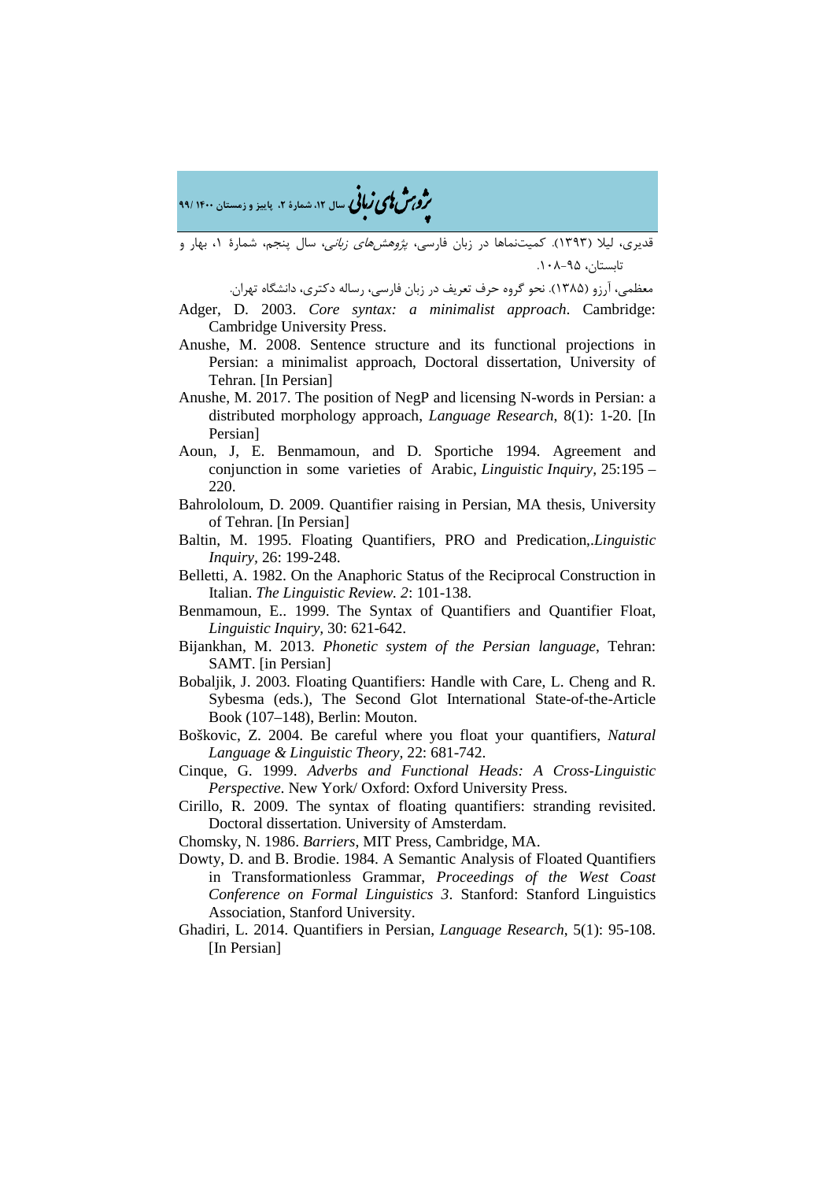قدیری، لیلا (۱۳۹۳). کمیت‌نماها در زبان فارسی، *پژوهش‌های زبانی*، سال پنجم، شمارهٔ ۱، بهار و تابستان، ۹۵-۱۰۸.

معظمی، آرزو (۱۳۸۵). نحو گروه حرف تعریف در زبان فارسی، رساله دکتری، دانشگاه تهران.

Adger, D. 2003. *Core syntax: a minimalist approach*. Cambridge: Cambridge University Press.

Anushe, M. 2008. Sentence structure and its functional projections in Persian: a minimalist approach, Doctoral dissertation, University of Tehran. [In Persian]

Anushe, M. 2017. The position of NegP and licensing N-words in Persian: a distributed morphology approach, *Language Research*, 8(1): 1-20. [In Persian]

Aoun, J, E. Benmamoun, and D. Sportiche 1994. Agreement and conjunction in some varieties of Arabic, *Linguistic Inquiry*, 25:195 – 220.

Bahrololoum, D. 2009. Quantifier raising in Persian, MA thesis, University of Tehran. [In Persian]

Baltin, M. 1995. Floating Quantifiers, PRO and Predication,.*Linguistic Inquiry*, 26: 199-248.

Belletti, A. 1982. On the Anaphoric Status of the Reciprocal Construction in Italian. *The Linguistic Review. 2*: 101-138.

Benmamoun, E.. 1999. The Syntax of Quantifiers and Quantifier Float, *Linguistic Inquiry*, 30: 621-642.

Bijankhan, M. 2013. *Phonetic system of the Persian language*, Tehran: SAMT. [in Persian]

Bobaljik, J. 2003. Floating Quantifiers: Handle with Care, L. Cheng and R. Sybesma (eds.), The Second Glot International State-of-the-Article Book (107–148), Berlin: Mouton.

Boškovic, Z. 2004. Be careful where you float your quantifiers, *Natural Language & Linguistic Theory*, 22: 681-742.

Cinque, G. 1999. *Adverbs and Functional Heads: A Cross-Linguistic Perspective*. New York/ Oxford: Oxford University Press.

Cirillo, R. 2009. The syntax of floating quantifiers: stranding revisited. Doctoral dissertation. University of Amsterdam.

Chomsky, N. 1986. *Barriers*, MIT Press, Cambridge, MA.

Dowty, D. and B. Brodie. 1984. A Semantic Analysis of Floated Quantifiers in Transformationless Grammar, *Proceedings of the West Coast Conference on Formal Linguistics 3*. Stanford: Stanford Linguistics Association, Stanford University.

Ghadiri, L. 2014. Quantifiers in Persian, *Language Research*, 5(1): 95-108. [In Persian]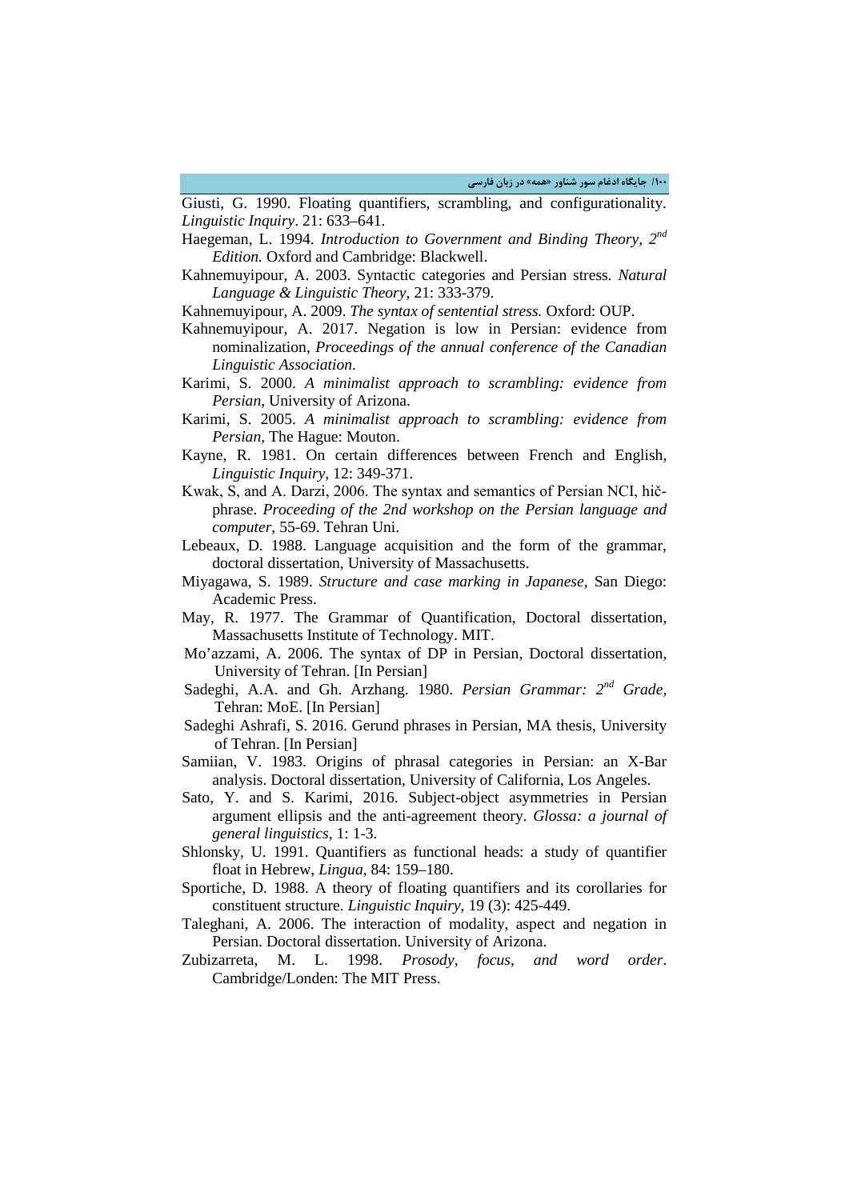Giusti, G. 1990. Floating quantifiers, scrambling, and configurationality. *Linguistic Inquiry*. 21: 633–641.

Haegeman, L. 1994. *Introduction to Government and Binding Theory, 2nd Edition.* Oxford and Cambridge: Blackwell.

Kahnemuyipour, A. 2003. Syntactic categories and Persian stress. *Natural Language & Linguistic Theory*, 21: 333-379.

Kahnemuyipour, A. 2009. *The syntax of sentential stress.* Oxford: OUP.

Kahnemuyipour, A. 2017. Negation is low in Persian: evidence from nominalization, *Proceedings of the annual conference of the Canadian Linguistic Association*.

Karimi, S. 2000. *A minimalist approach to scrambling: evidence from Persian*, University of Arizona.

Karimi, S. 2005. *A minimalist approach to scrambling: evidence from Persian*, The Hague: Mouton.

Kayne, R. 1981. On certain differences between French and English, *Linguistic Inquiry*, 12: 349-371.

Kwak, S, and A. Darzi, 2006. The syntax and semantics of Persian NCI, hič-phrase. *Proceeding of the 2nd workshop on the Persian language and computer*, 55-69. Tehran Uni.

Lebeaux, D. 1988. Language acquisition and the form of the grammar, doctoral dissertation, University of Massachusetts.

Miyagawa, S. 1989. *Structure and case marking in Japanese*, San Diego: Academic Press.

May, R. 1977. The Grammar of Quantification, Doctoral dissertation, Massachusetts Institute of Technology. MIT.

Mo'azzami, A. 2006. The syntax of DP in Persian, Doctoral dissertation, University of Tehran. [In Persian]

Sadeghi, A.A. and Gh. Arzhang. 1980. *Persian Grammar: 2nd Grade,* Tehran: MoE. [In Persian]

Sadeghi Ashrafi, S. 2016. Gerund phrases in Persian, MA thesis, University of Tehran. [In Persian]

Samiian, V. 1983. Origins of phrasal categories in Persian: an X-Bar analysis. Doctoral dissertation, University of California, Los Angeles.

Sato, Y. and S. Karimi, 2016. Subject-object asymmetries in Persian argument ellipsis and the anti-agreement theory. *Glossa: a journal of general linguistics*, 1: 1-3.

Shlonsky, U. 1991. Quantifiers as functional heads: a study of quantifier float in Hebrew, *Lingua*, 84: 159–180.

Sportiche, D. 1988. A theory of floating quantifiers and its corollaries for constituent structure. *Linguistic Inquiry,* 19 (3): 425-449.

Taleghani, A. 2006. The interaction of modality, aspect and negation in Persian. Doctoral dissertation. University of Arizona.

Zubizarreta, M. L. 1998. *Prosody, focus, and word order*. Cambridge/Londen: The MIT Press.